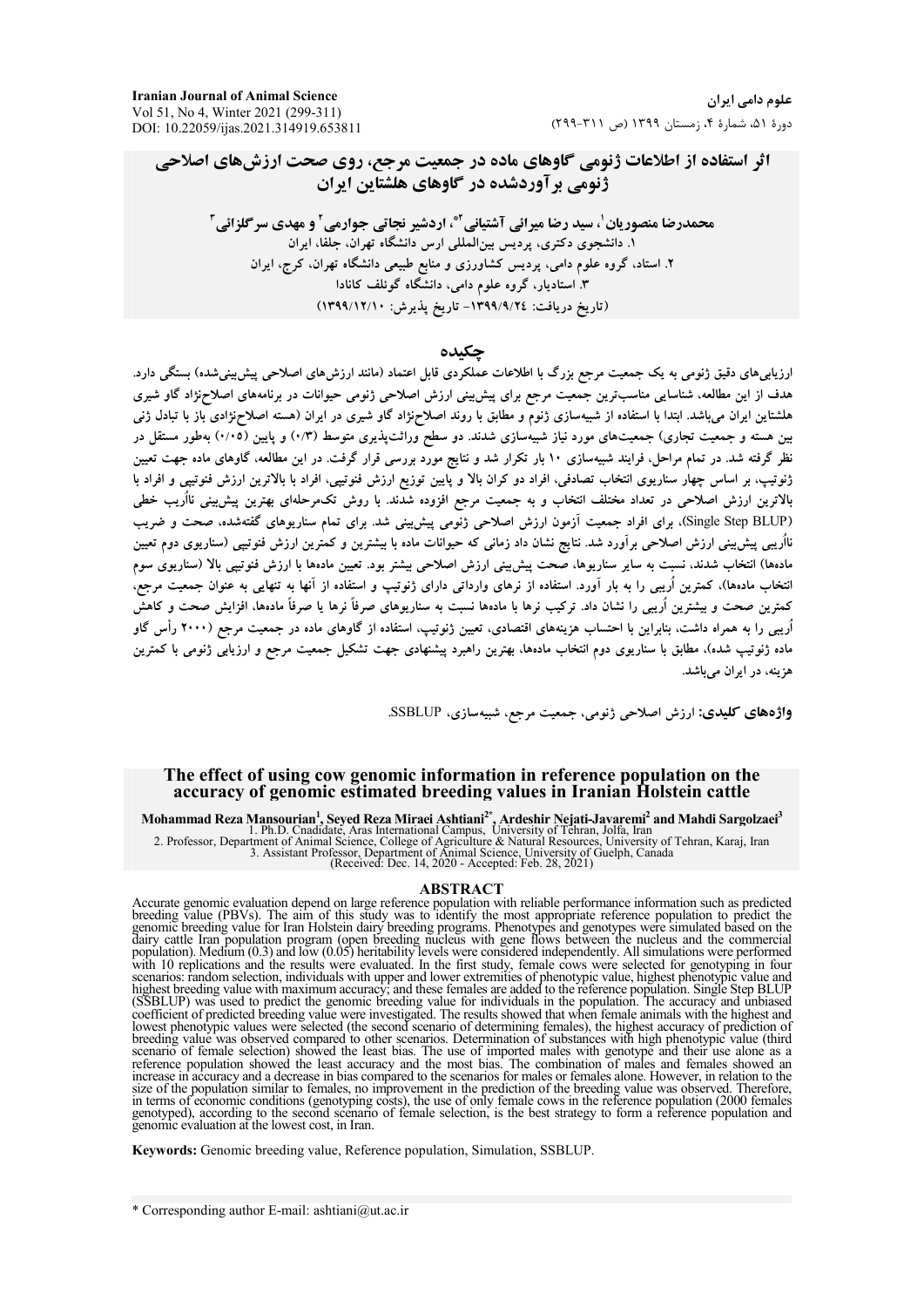# اثر استفاده از اطلاعات ژنومی گاوهای ماده در جمعیت مرجع، روی صحت ارزش‌های اصلاحی ژنومی برآوردشده در گاوهای هلشتاین ایران

**محمدرضا منصوریان[1]، سید رضا میرائی آشتیانی[2*]، اردشیر نجاتی جوارمی[2] و مهدی سرگلزائی[3]**

۱. دانشجوی دکتری، پردیس بین‌المللی ارس دانشگاه تهران، جلفا، ایران
۲. استاد، گروه علوم دامی، پردیس کشاورزی و منابع طبیعی دانشگاه تهران، کرج، ایران
۳. استادیار، گروه علوم دامی، دانشگاه گوئلف کانادا

(تاریخ دریافت: ۱۳۹۹/۹/۲۴- تاریخ پذیرش: ۱۳۹۹/۱۲/۱۰)

## چکیده

ارزیابی‌های دقیق ژنومی به یک جمعیت مرجع بزرگ با اطلاعات عملکردی قابل اعتماد (مانند ارزش‌های اصلاحی پیش‌بینی‌شده) بستگی دارد. هدف از این مطالعه، شناسایی مناسب‌ترین جمعیت مرجع برای پیش‌بینی ارزش اصلاحی ژنومی حیوانات در برنامه‌های اصلاح‌نژاد گاو شیری هلشتاین ایران می‌باشد. ابتدا با استفاده از شبیه‌سازی ژنوم و مطابق با روند اصلاح‌نژادی گاو شیری در ایران (هسته اصلاح‌نژادی باز با تبادل ژنی بین هسته و جمعیت تجاری) جمعیت‌های مورد نیاز شبیه‌سازی شدند. دو سطح وراثت‌پذیری متوسط (۰/۳) و پایین (۰/۰۵) به‌طور مستقل در نظر گرفته شد. در تمام مراحل، فرایند شبیه‌سازی ۱۰ بار تکرار شد و نتایج مورد بررسی قرار گرفت. در این مطالعه، گاوهای ماده جهت تعیین ژنوتیپ، بر اساس چهار سناریوی انتخاب تصادفی، افراد دو کران بالا و پایین توزیع ارزش فنوتیپی، افراد با بالاترین ارزش فنوتیپی و افراد با بالاترین ارزش اصلاحی در تعداد مختلف انتخاب و به جمعیت مرجع افزوده شدند. با روش تک‌مرحله‌ای بهترین پیش‌بینی نااُریب خطی (Single Step BLUP)، برای افراد جمعیت آزمون ارزش اصلاحی ژنومی پیش‌بینی شد. برای تمام سناریوهای گفته‌شده، صحت و ضریب نااُریبی پیش‌بینی ارزش اصلاحی برآورد شد. نتایج نشان داد زمانی که حیوانات ماده با بیشترین و کمترین ارزش فنوتیپی (سناریوی دوم تعیین ماده‌ها) انتخاب شدند، نسبت به سایر سناریوها، صحت پیش‌بینی ارزش اصلاحی بیشتر بود. تعیین ماده‌ها با ارزش فنوتیپی بالا (سناریوی سوم انتخاب ماده‌ها)، کمترین اُریبی را به بار آورد. استفاده از نرهای وارداتی دارای ژنوتیپ و استفاده از آنها به تنهایی به عنوان جمعیت مرجع، کمترین صحت و بیشترین اُریبی را نشان داد. ترکیب نرها با ماده‌ها نسبت به سناریوهای صرفاً نرها یا صرفاً ماده‌ها، افزایش صحت و کاهش اُریبی را به همراه داشت، بنابراین با احتساب هزینه‌های اقتصادی، تعیین ژنوتیپ، استفاده از گاوهای ماده در جمعیت مرجع (۲۰۰۰ رأس گاو ماده ژنوتیپ شده)، مطابق با سناریوی دوم انتخاب ماده‌ها، بهترین راهبرد پیشنهادی جهت تشکیل جمعیت مرجع و ارزیابی ژنومی با کمترین هزینه، در ایران می‌باشد.

**واژه‌های کلیدی:** ارزش اصلاحی ژنومی، جمعیت مرجع، شبیه‌سازی، SSBLUP.

# The effect of using cow genomic information in reference population on the accuracy of genomic estimated breeding values in Iranian Holstein cattle

**Mohammad Reza Mansourian[1], Seyed Reza Miraei Ashtiani[2*], Ardeshir Nejati-Javaremi[2] and Mahdi Sargolzaei[3]**

1. Ph.D. Cnadidate, Aras International Campus, University of Tehran, Jolfa, Iran
2. Professor, Department of Animal Science, College of Agriculture & Natural Resources, University of Tehran, Karaj, Iran
3. Assistant Professor, Department of Animal Science, University of Guelph, Canada

(Received: Dec. 14, 2020 - Accepted: Feb. 28, 2021)

## ABSTRACT

Accurate genomic evaluation depend on large reference population with reliable performance information such as predicted breeding value (PBVs). The aim of this study was to identify the most appropriate reference population to predict the genomic breeding value for Iran Holstein dairy breeding programs. Phenotypes and genotypes were simulated based on the dairy cattle Iran population program (open breeding nucleus with gene flows between the nucleus and the commercial population). Medium (0.3) and low (0.05) heritability levels were considered independently. All simulations were performed with 10 replications and the results were evaluated. In the first study, female cows were selected for genotyping in four scenarios: random selection, individuals with upper and lower extremities of phenotypic value, highest phenotypic value and highest breeding value with maximum accuracy; and these females are added to the reference population. Single Step BLUP (SSBLUP) was used to predict the genomic breeding value for individuals in the population. The accuracy and unbiased coefficient of predicted breeding value were investigated. The results showed that when female animals with the highest and lowest phenotypic values were selected (the second scenario of determining females), the highest accuracy of prediction of breeding value was observed compared to other scenarios. Determination of substances with high phenotypic value (third scenario of female selection) showed the least bias. The use of imported males with genotype and their use alone as a reference population showed the least accuracy and the most bias. The combination of males and females showed an increase in accuracy and a decrease in bias compared to the scenarios for males or females alone. However, in relation to the size of the population similar to females, no improvement in the prediction of the breeding value was observed. Therefore, in terms of economic conditions (genotyping costs), the use of only female cows in the reference population (2000 females genotyped), according to the second scenario of female selection, is the best strategy to form a reference population and genomic evaluation at the lowest cost, in Iran.

**Keywords:** Genomic breeding value, Reference population, Simulation, SSBLUP.

* Corresponding author E-mail: ashtiani@ut.ac.ir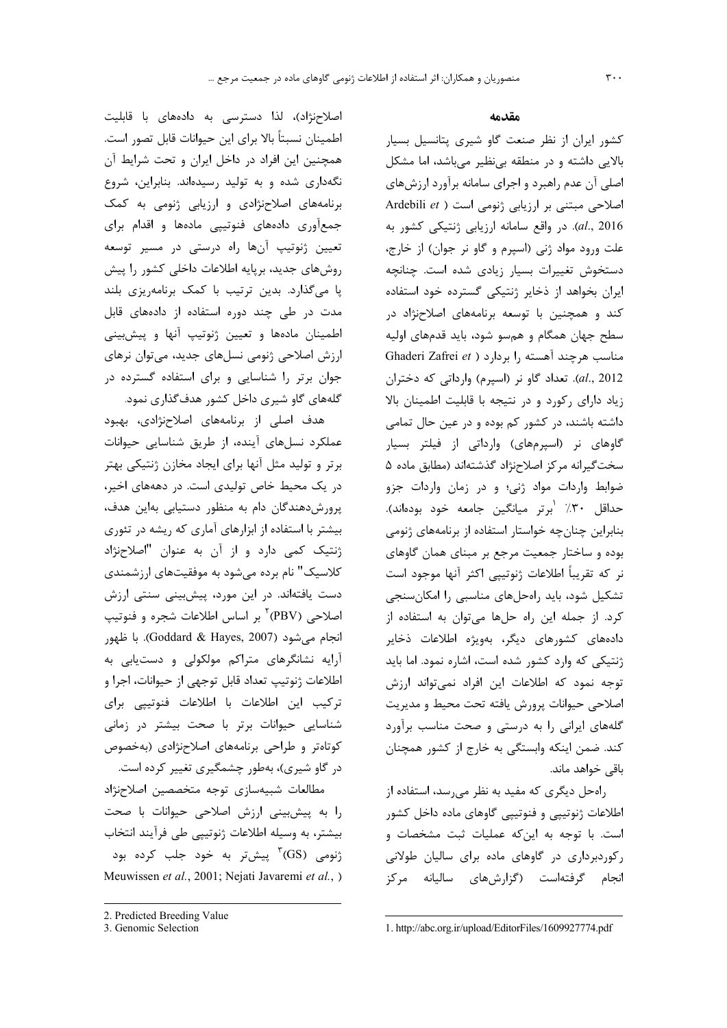## مقدمه

کشور ایران از نظر صنعت گاو شیری پتانسیل بسیار بالایی داشته و در منطقه بی‌نظیر می‌باشد، اما مشکل اصلی آن عدم راهبرد و اجرای سامانه برآورد ارزش‌های اصلاحی مبتنی بر ارزیابی ژنومی است (Ardebili *et al*., 2016). در واقع سامانه ارزیابی ژنتیکی کشور به علت ورود مواد ژنی (اسپرم و گاو نر جوان) از خارج، دستخوش تغییرات بسیار زیادی شده است. چنانچه ایران بخواهد از ذخایر ژنتیکی گسترده خود استفاده کند و همچنین با توسعه برنامه‌های اصلاح‌نژاد در سطح جهان همگام و هم‌سو شود، باید قدم‌های اولیه مناسب هرچند آهسته را بردارد (Ghaderi Zafrei *et al*., 2012). تعداد گاو نر (اسپرم) وارداتی که دختران زیاد دارای رکورد و در نتیجه با قابلیت اطمینان بالا داشته باشند، در کشور کم بوده و در عین حال تمامی گاوهای نر (اسپرم‌های) وارداتی از فیلتر بسیار سخت‌گیرانه مرکز اصلاح‌نژاد گذشته‌اند (مطابق ماده ۵ ضوابط واردات مواد ژنی؛ و در زمان واردات جزو حداقل ۳۰٪ برتر میانگین جامعه خود بوده‌اند)[1]. بنابراین چنان‌چه خواستار استفاده از برنامه‌های ژنومی بوده و ساختار جمعیت مرجع بر مبنای همان گاوهای نر که تقریباً اطلاعات ژنوتیپی اکثر آنها موجود است تشکیل شود، باید راه‌حل‌های مناسبی را امکان‌سنجی کرد. از جمله این راه حل‌ها می‌توان به استفاده از داده‌های کشورهای دیگر، بویژه اطلاعات ذخایر ژنتیکی که وارد کشور شده است، اشاره نمود. اما باید توجه نمود که اطلاعات این افراد نمی‌تواند ارزش اصلاحی حیوانات پرورش یافته تحت محیط و مدیریت گله‌های ایرانی را به درستی و صحت مناسب برآورد کند. ضمن اینکه وابستگی به خارج از کشور همچنان باقی خواهد ماند.

راه‌حل دیگری که مفید به نظر می‌رسد، استفاده از اطلاعات ژنوتیپی و فنوتیپی گاوهای ماده داخل کشور است. با توجه به این‌که عملیات ثبت مشخصات و رکوردبرداری در گاوهای ماده برای سالیان طولانی انجام گرفته‌است (گزارش‌های سالیانه مرکز اصلاح‌نژاد)، لذا دسترسی به داده‌های با قابلیت اطمینان نسبتاً بالا برای این حیوانات قابل تصور است. همچنین این افراد در داخل ایران و تحت شرایط آن نگه‌داری شده و به تولید رسیده‌اند. بنابراین، شروع برنامه‌های اصلاح‌نژادی و ارزیابی ژنومی به کمک جمع‌آوری داده‌های فنوتیپی ماده‌ها و اقدام برای تعیین ژنوتیپ آن‌ها راه درستی در مسیر توسعه روش‌های جدید، برپایه اطلاعات داخلی کشور را پیش پا می‌گذارد. بدین ترتیب با کمک برنامه‌ریزی بلند مدت در طی چند دوره استفاده از داده‌های قابل اطمینان ماده‌ها و تعیین ژنوتیپ آنها و پیش‌بینی ارزش اصلاحی ژنومی نسل‌های جدید، می‌توان نرهای جوان برتر را شناسایی و برای استفاده گسترده در گله‌های گاو شیری داخل کشور هدف‌گذاری نمود.

هدف اصلی از برنامه‌های اصلاح‌نژادی، بهبود عملکرد نسل‌های آینده، از طریق شناسایی حیوانات برتر و تولید مثل آنها برای ایجاد مخازن ژنتیکی بهتر در یک محیط خاص تولیدی است. در دهه‌های اخیر، پرورش‌دهندگان دام به منظور دستیابی به‌این هدف، بیشتر با استفاده از ابزارهای آماری که ریشه در تئوری ژنتیک کمی دارد و از آن به عنوان "اصلاح‌نژاد کلاسیک" نام برده می‌شود به موفقیت‌های ارزشمندی دست یافته‌اند. در این مورد، پیش‌بینی سنتی ارزش اصلاحی (PBV)[2] بر اساس اطلاعات شجره و فنوتیپ انجام می‌شود (Goddard & Hayes, 2007). با ظهور آرایه نشانگرهای متراکم مولکولی و دست‌یابی به اطلاعات ژنوتیپ تعداد قابل توجهی از حیوانات، اجرا و ترکیب این اطلاعات با اطلاعات فنوتیپی برای شناسایی حیوانات برتر با صحت بیشتر در زمانی کوتاه‌تر و طراحی برنامه‌های اصلاح‌نژادی (به‌خصوص در گاو شیری)، به‌طور چشمگیری تغییر کرده است.

مطالعات شبیه‌سازی توجه متخصصین اصلاح‌نژاد را به پیش‌بینی ارزش اصلاحی حیوانات با صحت بیشتر، به وسیله اطلاعات ژنوتیپی طی فرآیند انتخاب ژنومی (GS)[3] پیش‌تر به خود جلب کرده بود (Meuwissen *et al.*, 2001; Nejati Javaremi *et al.*,

---

1. http://abc.org.ir/upload/EditorFiles/1609927774.pdf

2. Predicted Breeding Value

3. Genomic Selection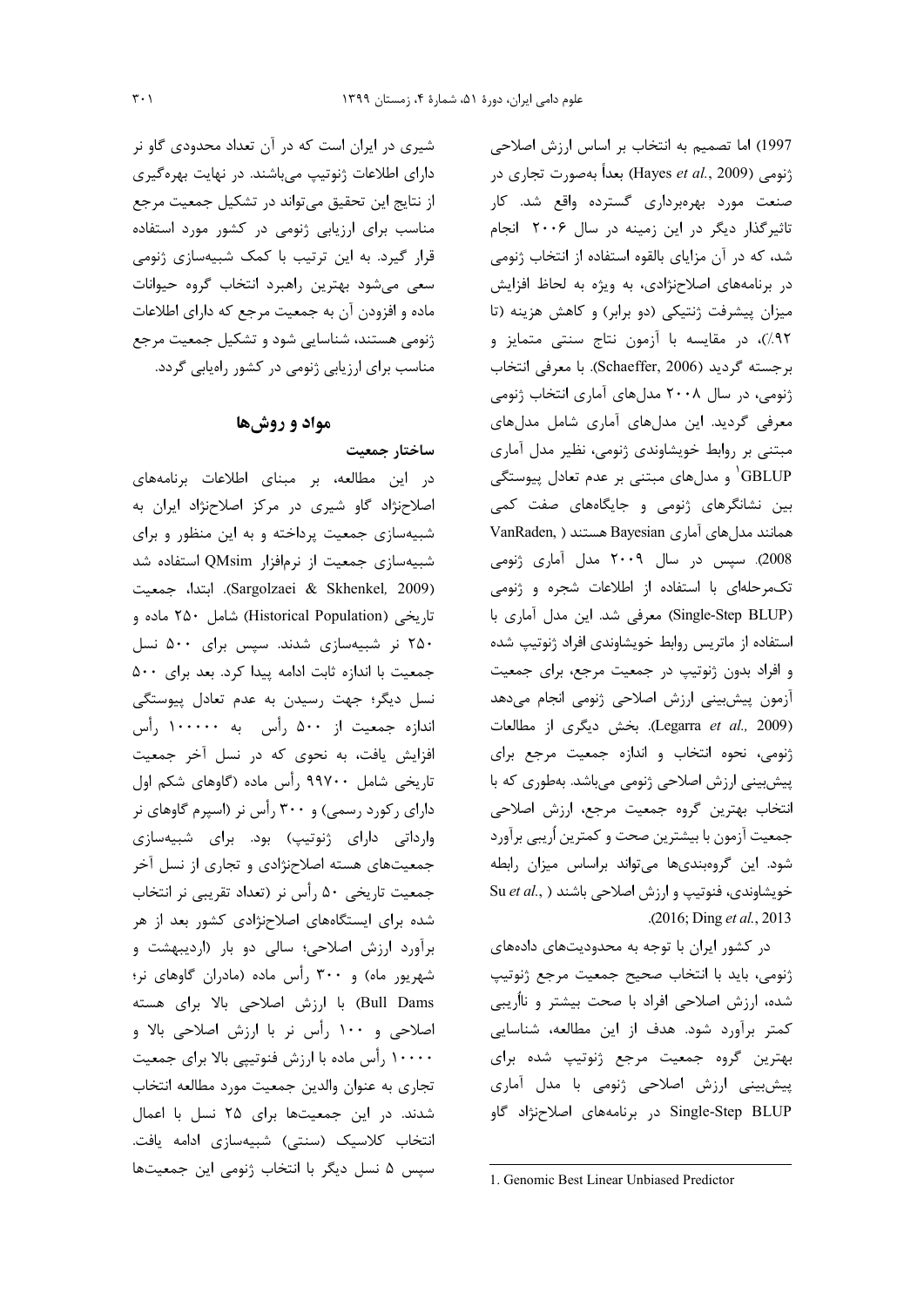1997) اما تصمیم به انتخاب بر اساس ارزش اصلاحی ژنومی (Hayes *et al.*, 2009) بعداً به‌صورت تجاری در صنعت مورد بهره‌برداری گسترده واقع شد. کار تاثیرگذار دیگر در این زمینه در سال ۲۰۰۶ انجام شد، که در آن مزایای بالقوه استفاده از انتخاب ژنومی در برنامه‌های اصلاح‌نژادی، به ویژه به لحاظ افزایش میزان پیشرفت ژنتیکی (دو برابر) و کاهش هزینه (تا ۹۲٪)، در مقایسه با آزمون نتاج سنتی متمایز و برجسته گردید (Schaeffer, 2006). با معرفی انتخاب ژنومی، در سال ۲۰۰۸ مدل‌های آماری انتخاب ژنومی معرفی گردید. این مدل‌های آماری شامل مدل‌های مبتنی بر روابط خویشاوندی ژنومی، نظیر مدل آماری GBLUP[1] و مدل‌های مبتنی بر عدم تعادل پیوستگی بین نشانگرهای ژنومی و جایگاه‌های صفت کمی همانند مدل‌های آماری Bayesian هستند (VanRaden, 2008). سپس در سال ۲۰۰۹ مدل آماری ژنومی تک‌مرحله‌ای با استفاده از اطلاعات شجره و ژنومی (Single-Step BLUP) معرفی شد. این مدل آماری با استفاده از ماتریس روابط خویشاوندی افراد ژنوتیپ شده و افراد بدون ژنوتیپ در جمعیت مرجع، برای جمعیت آزمون پیش‌بینی ارزش اصلاحی ژنومی انجام می‌دهد (Legarra *et al.,* 2009). بخش دیگری از مطالعات ژنومی، نحوه انتخاب و اندازه جمعیت مرجع برای پیش‌بینی ارزش اصلاحی ژنومی می‌باشد. به‌طوری که با انتخاب بهترین گروه جمعیت مرجع، ارزش اصلاحی جمعیت آزمون با بیشترین صحت و کمترین اُریبی برآورد شود. این گروه‌بندی‌ها می‌تواند براساس میزان رابطه خویشاوندی، فنوتیپ و ارزش اصلاحی باشند (Su *et al.*, 2016; Ding *et al.*, 2013).

در کشور ایران با توجه به محدودیت‌های داده‌های ژنومی، باید با انتخاب صحیح جمعیت مرجع ژنوتیپ شده، ارزش اصلاحی افراد با صحت بیشتر و نااُریبی کمتر برآورد شود. هدف از این مطالعه، شناسایی بهترین گروه جمعیت مرجع ژنوتیپ شده برای پیش‌بینی ارزش اصلاحی ژنومی با مدل آماری Single-Step BLUP در برنامه‌های اصلاح‌نژاد گاو شیری در ایران است که در آن تعداد محدودی گاو نر دارای اطلاعات ژنوتیپ می‌باشند. در نهایت بهره‌گیری از نتایج این تحقیق می‌تواند در تشکیل جمعیت مرجع مناسب برای ارزیابی ژنومی در کشور مورد استفاده قرار گیرد. به این ترتیب با کمک شبیه‌سازی ژنومی سعی می‌شود بهترین راهبرد انتخاب گروه حیوانات ماده و افزودن آن به جمعیت مرجع که دارای اطلاعات ژنومی هستند، شناسایی شود و تشکیل جمعیت مرجع مناسب برای ارزیابی ژنومی در کشور راه‌یابی گردد.

## مواد و روش‌ها

### ساختار جمعیت

در این مطالعه، بر مبنای اطلاعات برنامه‌های اصلاح‌نژاد گاو شیری در مرکز اصلاح‌نژاد ایران به شبیه‌سازی جمعیت پرداخته و به این منظور و برای شبیه‌سازی جمعیت از نرم‌افزار QMsim استفاده شد (Sargolzaei & Skhenkel, 2009). ابتدا، جمعیت تاریخی (Historical Population) شامل ۲۵۰ ماده و ۲۵۰ نر شبیه‌سازی شدند. سپس برای ۵۰۰ نسل جمعیت با اندازه ثابت ادامه پیدا کرد. بعد برای ۵۰۰ نسل دیگر؛ جهت رسیدن به عدم تعادل پیوستگی اندازه جمعیت از ۵۰۰ رأس به ۱۰۰۰۰۰ رأس افزایش یافت، به نحوی که در نسل آخر جمعیت تاریخی شامل ۹۹۷۰۰ رأس ماده (گاوهای شکم اول دارای رکورد رسمی) و ۳۰۰ رأس نر (اسپرم گاوهای نر وارداتی دارای ژنوتیپ) بود. برای شبیه‌سازی جمعیت‌های هسته اصلاح‌نژادی و تجاری از نسل آخر جمعیت تاریخی ۵۰ رأس نر (تعداد تقریبی نر انتخاب شده برای ایستگاه‌های اصلاح‌نژادی کشور بعد از هر برآورد ارزش اصلاحی؛ سالی دو بار (اردیبهشت و شهریور ماه) و ۳۰۰ رأس ماده (مادران گاوهای نر؛ Bull Dams) با ارزش اصلاحی بالا برای هسته اصلاحی و ۱۰۰ رأس نر با ارزش اصلاحی بالا و ۱۰۰۰۰ رأس ماده با ارزش فنوتیپی بالا برای جمعیت تجاری به عنوان والدین جمعیت مورد مطالعه انتخاب شدند. در این جمعیت‌ها برای ۲۵ نسل با اعمال انتخاب کلاسیک (سنتی) شبیه‌سازی ادامه یافت. سپس ۵ نسل دیگر با انتخاب ژنومی این جمعیت‌ها

---

1. Genomic Best Linear Unbiased Predictor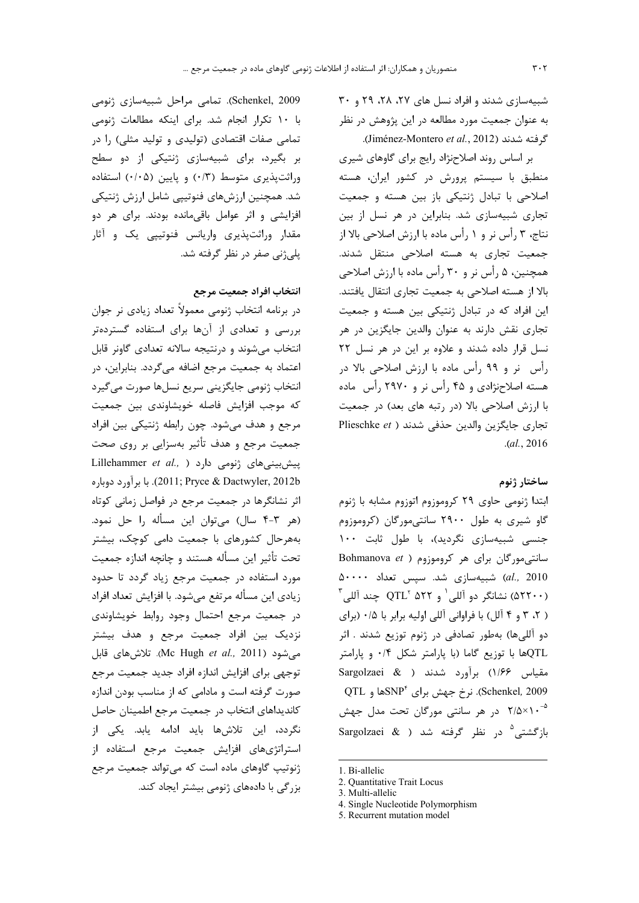شبیه‌سازی شدند و افراد نسل های ۲۷، ۲۸، ۲۹ و ۳۰ به عنوان جمعیت مورد مطالعه در این پژوهش در نظر گرفته شدند (Jiménez-Montero *et al.*, 2012).

بر اساس روند اصلاح‌نژاد رایج برای گاوهای شیری منطبق با سیستم پرورش در کشور ایران، هسته اصلاحی با تبادل ژنتیکی باز بین هسته و جمعیت تجاری شبیه‌سازی شد. بنابراین در هر نسل از بین نتاج، ۳ رأس نر و ۱ رأس ماده با ارزش اصلاحی بالا از جمعیت تجاری به هسته اصلاحی منتقل شدند. همچنین، ۵ رأس نر و ۳۰ رأس ماده با ارزش اصلاحی بالا از هسته اصلاحی به جمعیت تجاری انتقال یافتند. این افراد که در تبادل ژنتیکی بین هسته و جمعیت تجاری نقش دارند به عنوان والدین جایگزین در هر نسل قرار داده شدند و علاوه بر این در هر نسل ۲۲ رأس نر و ۹۹ رأس ماده با ارزش اصلاحی بالا در هسته اصلاح‌نژادی و ۴۵ رأس نر و ۲۹۷۰ رأس ماده با ارزش اصلاحی بالا (در رتبه های بعد) در جمعیت تجاری جایگزین والدین حذفی شدند (Plieschke *et al.*, 2016).

## ساختار ژنوم

ابتدا ژنومی حاوی ۲۹ کروموزوم اتوزوم مشابه با ژنوم گاو شیری به طول ۲۹۰۰ سانتی‌مورگان (کروموزوم جنسی شبیه‌سازی نگردید)، با طول ثابت ۱۰۰ سانتی‌مورگان برای هر کروموزوم (Bohmanova *et al.*, 2010) شبیه‌سازی شد. سپس تعداد ۵۰۰۰۰ (۵۲۲۰۰) نشانگر دو آللی[1] و ۵۲۲ QTL[2] چند آللی[3] (۲، ۳ و ۴ آلل) با فراوانی آللی اولیه برابر با ۰/۵ (برای دو آللی‌ها) به‌طور تصادفی در ژنوم توزیع شدند. اثر QTLها با توزیع گاما (با پارامتر شکل ۰/۴ و پارامتر مقیاس ۱/۶۶) برآورد شدند (Sargolzaei & Schenkel, 2009). نرخ جهش برای SNP[4]ها و QTL $2/5\times10^{-5}$ در هر سانتی مورگان تحت مدل جهش بازگشتی[5] در نظر گرفته شد (Sargolzaei & Schenkel, 2009). تمامی مراحل شبیه‌سازی ژنومی با ۱۰ تکرار انجام شد. برای اینکه مطالعات ژنومی تمامی صفات اقتصادی (تولیدی و تولید مثلی) را در بر بگیرد، برای شبیه‌سازی ژنتیکی از دو سطح وراثت‌پذیری متوسط (۰/۳) و پایین (۰/۰۵) استفاده شد. همچنین ارزش‌های فنوتیپی شامل ارزش ژنتیکی افزایشی و اثر عوامل باقی‌مانده بودند. برای هر دو مقدار وراثت‌پذیری واریانس فنوتیپی یک و آثار پلی‌ژنی صفر در نظر گرفته شد.

## انتخاب افراد جمعیت مرجع

در برنامه انتخاب ژنومی معمولاً تعداد زیادی نر جوان بررسی و تعدادی از آن‌ها برای استفاده گسترده‌تر انتخاب می‌شوند و درنتیجه سالانه تعدادی گاونر قابل اعتماد به جمعیت مرجع اضافه می‌گردد. بنابراین، در انتخاب ژنومی جایگزینی سریع نسل‌ها صورت می‌گیرد که موجب افزایش فاصله خویشاوندی بین جمعیت مرجع و هدف می‌شود. چون رابطه ژنتیکی بین افراد جمعیت مرجع و هدف تأثیر به‌سزایی بر روی صحت پیش‌بینی‌های ژنومی دارد (Lillehammer *et al.*, 2011; Pryce & Dactwyler, 2012b). با برآورد دوباره اثر نشانگرها در جمعیت مرجع در فواصل زمانی کوتاه (هر ۳-۴ سال) می‌توان این مسأله را حل نمود. به‌هرحال کشورهای با جمعیت دامی کوچک، بیشتر تحت تأثیر این مسأله هستند و چانچه اندازه جمعیت مورد استفاده در جمعیت مرجع زیاد گردد تا حدود زیادی این مسأله مرتفع می‌شود. با افزایش تعداد افراد در جمعیت مرجع احتمال وجود روابط خویشاوندی نزدیک بین افراد جمعیت مرجع و هدف بیشتر می‌شود (Mc Hugh *et al.*, 2011). تلاش‌های قابل توجهی برای افزایش اندازه افراد جدید جمعیت مرجع صورت گرفته است و مادامی که از مناسب بودن اندازه کاندیداهای انتخاب در جمعیت مرجع اطمینان حاصل نگردد، این تلاش‌ها باید ادامه یابد. یکی از استراتژی‌های افزایش جمعیت مرجع استفاده از ژنوتیپ گاوهای ماده است که می‌تواند جمعیت مرجع بزرگی با داده‌های ژنومی بیشتر ایجاد کند.

---

1. Bi-allelic
2. Quantitative Trait Locus
3. Multi-allelic
4. Single Nucleotide Polymorphism
5. Recurrent mutation model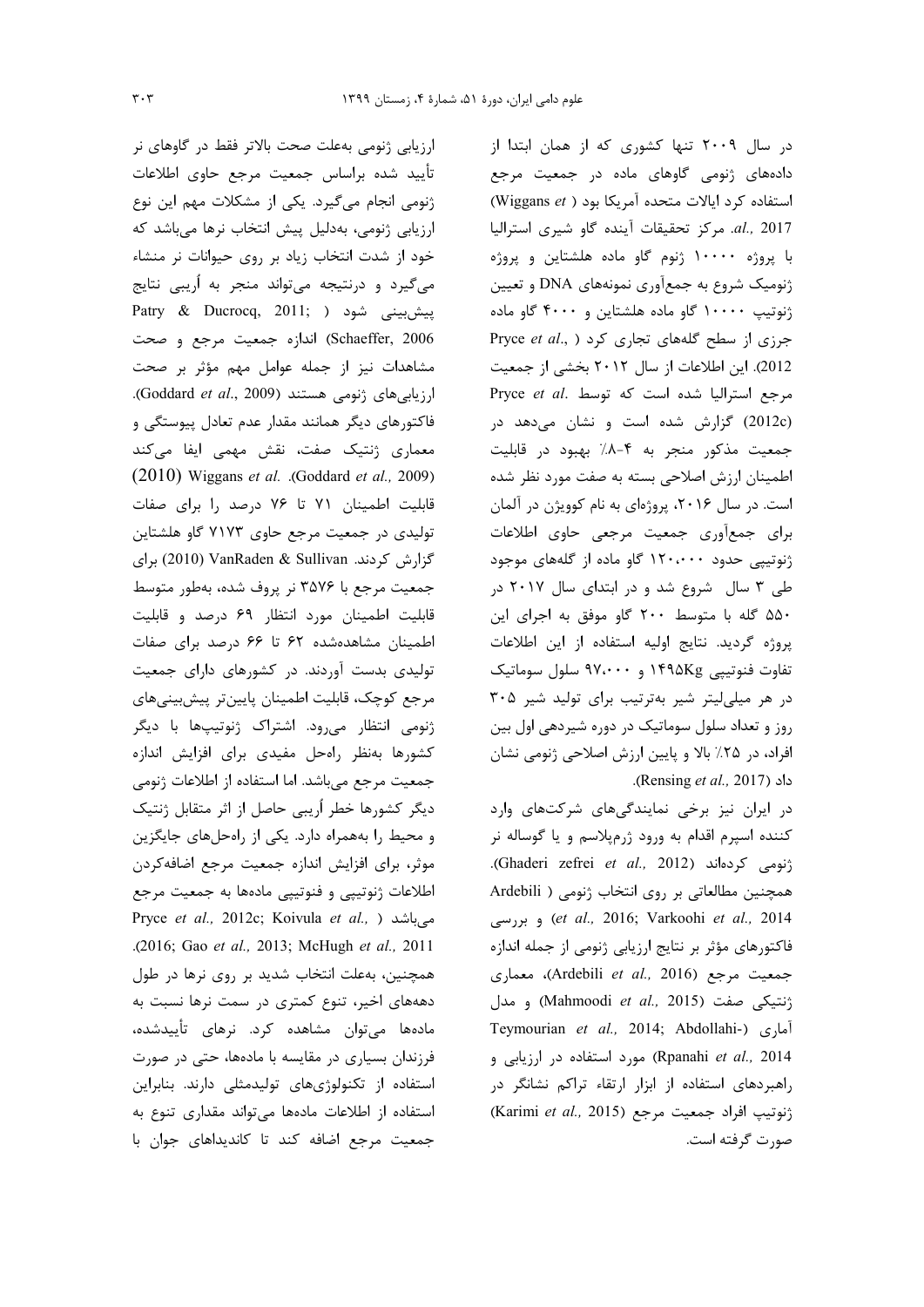در سال ۲۰۰۹ تنها کشوری که از همان ابتدا از داده‌های ژنومی گاوهای ماده در جمعیت مرجع استفاده کرد ایالات متحده آمریکا بود (Wiggans *et al.,* 2017). مرکز تحقیقات آینده گاو شیری استرالیا با پروژه ۱۰۰۰۰ ژنوم گاو ماده هلشتاین و پروژه ژنومیک شروع به جمع‌آوری نمونه‌های DNA و تعیین ژنوتیپ ۱۰۰۰۰ گاو ماده هلشتاین و ۴۰۰۰ گاو ماده جرزی از سطح گله‌های تجاری کرد (Pryce *et al.,* 2012). این اطلاعات از سال ۲۰۱۲ بخشی از جمعیت مرجع استرالیا شده است که توسط Pryce *et al.* (2012c) گزارش شده است و نشان می‌دهد در جمعیت مذکور منجر به ۴-۸٪ بهبود در قابلیت اطمینان ارزش اصلاحی بسته به صفت مورد نظر شده است. در سال ۲۰۱۶، پروژه‌ای به نام کوویژن در آلمان برای جمع‌آوری جمعیت مرجعی حاوی اطلاعات ژنوتیپی حدود ۱۲۰،۰۰۰ گاو ماده از گله‌های موجود طی ۳ سال شروع شد و در ابتدای سال ۲۰۱۷ در ۵۵۰ گله با متوسط ۲۰۰ گاو موفق به اجرای این پروژه گردید. نتایج اولیه استفاده از این اطلاعات تفاوت فنوتیپی 1495Kg و ۹۷،۰۰۰ سلول سوماتیک در هر میلی‌لیتر شیر به‌ترتیب برای تولید شیر ۳۰۵ روز و تعداد سلول سوماتیک در دوره شیردهی اول بین افراد، در ۲۵٪ بالا و پایین ارزش اصلاحی ژنومی نشان داد (Rensing *et al.,* 2017).

در ایران نیز برخی نمایندگی‌های شرکت‌های وارد کننده اسپرم اقدام به ورود ژرم‌پلاسم و یا گوساله نر ژنومی کرده‌اند (Ghaderi zefrei *et al.,* 2012). همچنین مطالعاتی بر روی انتخاب ژنومی (Ardebili *et al.,* 2016; Varkoohi *et al.,* 2014) و بررسی فاکتورهای مؤثر بر نتایج ارزیابی ژنومی از جمله اندازه جمعیت مرجع (Ardebili *et al.,* 2016)، معماری ژنتیکی صفت (Mahmoodi *et al.,* 2015) و مدل آماری (Teymourian *et al.,* 2014; Abdollahi-Rpanahi *et al.,* 2014) مورد استفاده در ارزیابی و راهبردهای استفاده از ابزار ارتقاء تراکم نشانگر در ژنوتیپ افراد جمعیت مرجع (Karimi *et al.,* 2015) صورت گرفته است.

ارزیابی ژنومی به‌علت صحت بالاتر فقط در گاوهای نر تأیید شده براساس جمعیت مرجع حاوی اطلاعات ژنومی انجام می‌گیرد. یکی از مشکلات مهم این نوع ارزیابی ژنومی، به‌دلیل پیش انتخاب نرها می‌باشد که خود از شدت انتخاب زیاد بر روی حیوانات نر منشاء می‌گیرد و درنتیجه می‌تواند منجر به اُریبی نتایج پیش‌بینی شود (Patry & Ducrocq, 2011; Schaeffer, 2006) اندازه جمعیت مرجع و صحت مشاهدات نیز از جمله عوامل مهم مؤثر بر صحت ارزیابی‌های ژنومی هستند (Goddard *et al.,* 2009). فاکتورهای دیگر همانند مقدار عدم تعادل پیوستگی و معماری ژنتیک صفت، نقش مهمی ایفا می‌کند (Goddard *et al.,* 2009). Wiggans *et al.* (2010) قابلیت اطمینان ۷۱ تا ۷۶ درصد را برای صفات تولیدی در جمعیت مرجع حاوی ۷۱۷۳ گاو هلشتاین گزارش کردند. VanRaden & Sullivan (2010) برای جمعیت مرجع با ۳۵۷۶ نر پروف شده، به‌طور متوسط قابلیت اطمینان مورد انتظار ۶۹ درصد و قابلیت اطمینان مشاهده‌شده ۶۲ تا ۶۶ درصد برای صفات تولیدی بدست آوردند. در کشورهای دارای جمعیت مرجع کوچک، قابلیت اطمینان پایین‌تر پیش‌بینی‌های ژنومی انتظار می‌رود. اشتراک ژنوتیپ‌ها با دیگر کشورها به‌نظر راه‌حل مفیدی برای افزایش اندازه جمعیت مرجع می‌باشد. اما استفاده از اطلاعات ژنومی دیگر کشورها خطر اُریبی حاصل از اثر متقابل ژنتیک و محیط را به‌همراه دارد. یکی از راه‌حل‌های جایگزین موثر، برای افزایش اندازه جمعیت مرجع اضافه‌کردن اطلاعات ژنوتیپی و فنوتیپی ماده‌ها به جمعیت مرجع می‌باشد (Pryce *et al.,* 2012c; Koivula *et al.,* 2016; Gao *et al.,* 2013; McHugh *et al.,* 2011). همچنین، به‌علت انتخاب شدید بر روی نرها در طول دهه‌های اخیر، تنوع کمتری در سمت نرها نسبت به ماده‌ها می‌توان مشاهده کرد. نرهای تأییدشده، فرزندان بسیاری در مقایسه با ماده‌ها، حتی در صورت استفاده از تکنولوژی‌های تولیدمثلی دارند. بنابراین استفاده از اطلاعات ماده‌ها می‌تواند مقداری تنوع به جمعیت مرجع اضافه کند تا کاندیداهای جوان با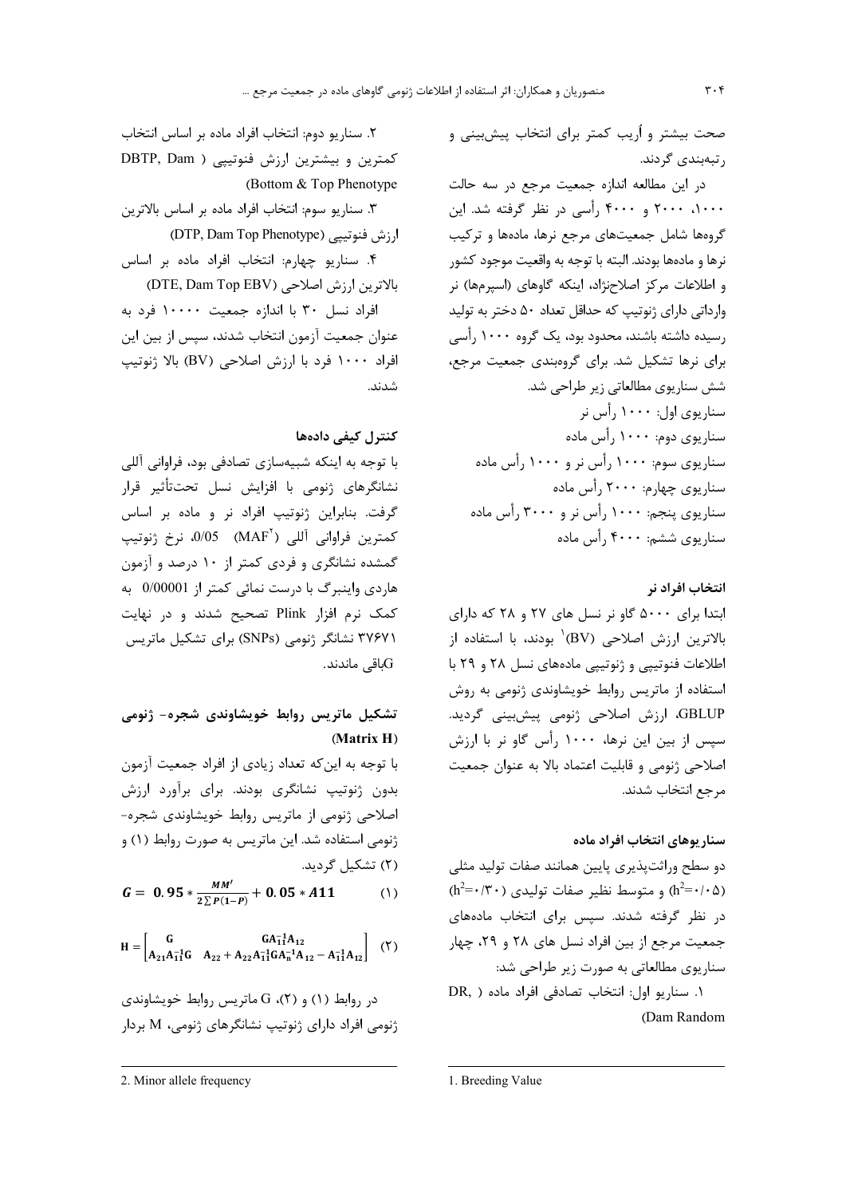صحت بیشتر و اُریب کمتر برای انتخاب پیش‌بینی و رتبه‌بندی گردند.

در این مطالعه اندازه جمعیت مرجع در سه حالت ۱۰۰۰، ۲۰۰۰ و ۴۰۰۰ رأسی در نظر گرفته شد. این گروه‌ها شامل جمعیت‌های مرجع نرها، ماده‌ها و ترکیب نرها و ماده‌ها بودند. البته با توجه به واقعیت موجود کشور و اطلاعات مرکز اصلاح‌نژاد، اینکه گاوهای (اسپرم‌ها) نر وارداتی دارای ژنوتیپ که حداقل تعداد ۵۰ دختر به تولید رسیده داشته باشند، محدود بود، یک گروه ۱۰۰۰ رأسی برای نرها تشکیل شد. برای گروه‌بندی جمعیت مرجع، شش سناریوی مطالعاتی زیر طراحی شد.

سناریوی اول: ۱۰۰۰ رأس نر

سناریوی دوم: ۱۰۰۰ رأس ماده

سناریوی سوم: ۱۰۰۰ رأس نر و ۱۰۰۰ رأس ماده

سناریوی چهارم: ۲۰۰۰ رأس ماده

سناریوی پنجم: ۱۰۰۰ رأس نر و ۳۰۰۰ رأس ماده

سناریوی ششم: ۴۰۰۰ رأس ماده

### انتخاب افراد نر

ابتدا برای ۵۰۰۰ گاو نر نسل های ۲۷ و ۲۸ که دارای بالاترین ارزش اصلاحی (BV)[1] بودند، با استفاده از اطلاعات فنوتیپی و ژنوتیپی ماده‌های نسل ۲۸ و ۲۹ با استفاده از ماتریس روابط خویشاوندی ژنومی به روش GBLUP، ارزش اصلاحی ژنومی پیش‌بینی گردید. سپس از بین این نرها، ۱۰۰۰ رأس گاو نر با ارزش اصلاحی ژنومی و قابلیت اعتماد بالا به عنوان جمعیت مرجع انتخاب شدند.

### سناریوهای انتخاب افراد ماده

دو سطح وراثت‌پذیری پایین همانند صفات تولید مثلی ($h^2$=۰/۰۵) و متوسط نظیر صفات تولیدی ($h^2$=۰/۳۰) در نظر گرفته شدند. سپس برای انتخاب ماده‌های جمعیت مرجع از بین افراد نسل های ۲۸ و ۲۹، چهار سناریوی مطالعاتی به صورت زیر طراحی شد:

۱. سناریو اول: انتخاب تصادفی افراد ماده (DR, Dam Random)

۲. سناریو دوم: انتخاب افراد ماده بر اساس انتخاب کمترین و بیشترین ارزش فنوتیپی (DBTP, Dam Bottom & Top Phenotype)

۳. سناریو سوم: انتخاب افراد ماده بر اساس بالاترین ارزش فنوتیپی (DTP, Dam Top Phenotype)

۴. سناریو چهارم: انتخاب افراد ماده بر اساس بالاترین ارزش اصلاحی (DTE, Dam Top EBV)

افراد نسل ۳۰ با اندازه جمعیت ۱۰۰۰۰ فرد به عنوان جمعیت آزمون انتخاب شدند، سپس از بین این افراد ۱۰۰۰ فرد با ارزش اصلاحی (BV) بالا ژنوتیپ شدند.

### کنترل کیفی داده‌ها

با توجه به اینکه شبیه‌سازی تصادفی بود، فراوانی آللی نشانگرهای ژنومی با افزایش نسل تحت‌تأثیر قرار گرفت. بنابراین ژنوتیپ افراد نر و ماده بر اساس کمترین فراوانی آللی (MAF[2]) 0/05، نرخ ژنوتیپ گمشده نشانگری و فردی کمتر از ۱۰ درصد و آزمون هاردی واینبرگ با درست نمائی کمتر از 0/00001 به کمک نرم افزار Plink تصحیح شدند و در نهایت ۳۷۶۷۱ نشانگر ژنومی (SNPs) برای تشکیل ماتریس Gباقی ماندند.

### تشکیل ماتریس روابط خویشاوندی شجره- ژنومی (Matrix H)

با توجه به این‌که تعداد زیادی از افراد جمعیت آزمون بدون ژنوتیپ نشانگری بودند. برای برآورد ارزش اصلاحی ژنومی از ماتریس روابط خویشاوندی شجره-ژنومی استفاده شد. این ماتریس به صورت روابط (۱) و (۲) تشکیل گردید.

$$G = 0.95 * \frac{MM'}{2\sum P(1-P)} + 0.05 * A11 \qquad (۱)$$

$$H = \begin{bmatrix} G & GA_{11}^{-1}A_{12} \\ A_{21}A_{11}^{-1}G & A_{22} + A_{22}A_{11}^{-1}GA_{n}^{-1}A_{12} - A_{11}^{-1}A_{12} \end{bmatrix} \qquad (۲)$$

در روابط (۱) و (۲)، G ماتریس روابط خویشاوندی ژنومی افراد دارای ژنوتیپ نشانگرهای ژنومی، M بردار

---

1. Breeding Value

2. Minor allele frequency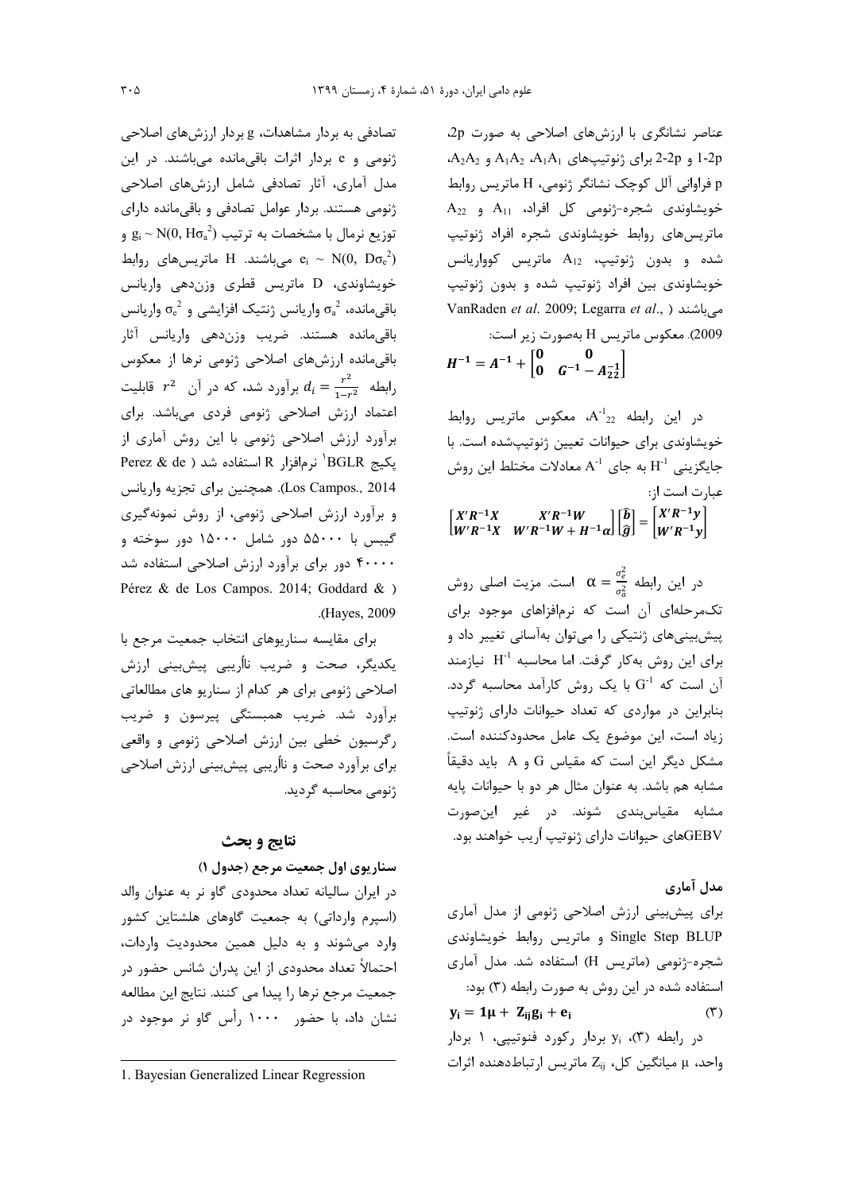عناصر نشانگری با ارزش‌های اصلاحی به صورت 2p، 1-2p و 2-2p برای ژنوتیپ‌های $A_1A_1$، $A_1A_2$ و $A_2A_2$، p فراوانی آلل کوچک نشانگر ژنومی، H ماتریس روابط خویشاوندی شجره-ژنومی کل افراد، $A_{11}$ و $A_{22}$ ماتریس‌های روابط خویشاوندی شجره افراد ژنوتیپ شده و بدون ژنوتیپ، $A_{12}$ ماتریس کوواریانس خویشاوندی بین افراد ژنوتیپ شده و بدون ژنوتیپ می‌باشند (VanRaden *et al.* 2009; Legarra *et al.*, 2009). معکوس ماتریس H به‌صورت زیر است:

$$H^{-1} = A^{-1} + \begin{bmatrix} 0 & 0 \\ 0 & G^{-1} - A_{22}^{-1} \end{bmatrix}$$

در این رابطه $A^{-1}_{22}$، معکوس ماتریس روابط خویشاوندی برای حیوانات تعیین ژنوتیپ‌شده است. با جایگزینی $H^{-1}$ به جای $A^{-1}$ معادلات مختلط این روش عبارت است از:

$$\begin{bmatrix} X'R^{-1}X & X'R^{-1}W \\ W'R^{-1}X & W'R^{-1}W + H^{-1}\alpha \end{bmatrix} \begin{bmatrix} \hat{b} \\ \hat{g} \end{bmatrix} = \begin{bmatrix} X'R^{-1}y \\ W'R^{-1}y \end{bmatrix}$$

در این رابطه $\alpha = \frac{\sigma_e^2}{\sigma_a^2}$ است. مزیت اصلی روش تک‌مرحله‌ای آن است که نرم‌افزاهای موجود برای پیش‌بینی‌های ژنتیکی را می‌توان به‌آسانی تغییر داد و برای این روش به‌کار گرفت. اما محاسبه $H^{-1}$ نیازمند آن است که $G^{-1}$ با یک روش کارآمد محاسبه گردد. بنابراین در مواردی که تعداد حیوانات دارای ژنوتیپ زیاد است، این موضوع یک عامل محدودکننده است. مشکل دیگر این است که مقیاس G و A باید دقیقاً مشابه هم باشد. به عنوان مثال هر دو با حیوانات پایه مشابه مقیاس‌بندی شوند. در غیر این‌صورت GEBVهای حیوانات دارای ژنوتیپ اُریب خواهند بود.

## مدل آماری

برای پیش‌بینی ارزش اصلاحی ژنومی از مدل آماری Single Step BLUP و ماتریس روابط خویشاوندی شجره-ژنومی (ماتریس H) استفاده شد. مدل آماری استفاده شده در این روش به صورت رابطه (۳) بود:

$$\mathbf{y_i = 1\mu + Z_{ij}g_i + e_i} \qquad (۳)$$

در رابطه (۳)، $y_i$ بردار رکورد فنوتیپی، ۱ بردار واحد، μ میانگین کل، $Z_{ij}$ ماتریس ارتباط‌دهنده اثرات تصادفی به بردار مشاهدات، g بردار ارزش‌های اصلاحی ژنومی و e بردار اثرات باقی‌مانده می‌باشند. در این مدل آماری، آثار تصادفی شامل ارزش‌های اصلاحی ژنومی هستند. بردار عوامل تصادفی و باقی‌مانده دارای توزیع نرمال با مشخصات به ترتیب $g_i \sim N(0, H\sigma_a^2)$ و $e_i \sim N(0, D\sigma_e^2)$ می‌باشند. H ماتریس‌های روابط خویشاوندی، D ماتریس قطری وزن‌دهی واریانس باقی‌مانده، $\sigma_a^2$ واریانس ژنتیک افزایشی و $\sigma_e^2$ واریانس باقی‌مانده هستند. ضریب وزن‌دهی واریانس آثار باقی‌مانده ارزش‌های اصلاحی ژنومی نرها از معکوس رابطه $d_i = \frac{r^2}{1-r^2}$ برآورد شد، که در آن $r^2$ قابلیت اعتماد ارزش اصلاحی ژنومی فردی می‌باشد. برای برآورد ارزش اصلاحی ژنومی با این روش آماری از پکیج BGLR[1] نرم‌افزار R استفاده شد (Perez & de Los Campos., 2014). همچنین برای تجزیه واریانس و برآورد ارزش اصلاحی ژنومی، از روش نمونه‌گیری گیبس با ۵۵۰۰۰ دور شامل ۱۵۰۰۰ دور سوخته و ۴۰۰۰۰ دور برای برآورد ارزش اصلاحی استفاده شد (Pérez & de Los Campos. 2014; Goddard & Hayes, 2009).

برای مقایسه سناریوهای انتخاب جمعیت مرجع با یکدیگر، صحت و ضریب نااُریبی پیش‌بینی ارزش اصلاحی ژنومی برای هر کدام از سناریو های مطالعاتی برآورد شد. ضریب همبستگی پیرسون و ضریب رگرسیون خطی بین ارزش اصلاحی ژنومی و واقعی برای برآورد صحت و نااُریبی پیش‌بینی ارزش اصلاحی ژنومی محاسبه گردید.

## نتایج و بحث

### سناریوی اول جمعیت مرجع (جدول ۱)

در ایران سالیانه تعداد محدودی گاو نر به عنوان والد (اسپرم وارداتی) به جمعیت گاوهای هلشتاین کشور وارد می‌شوند و به دلیل همین محدودیت واردات، احتمالاً تعداد محدودی از این پدران شانس حضور در جمعیت مرجع نرها را پیدا می کنند. نتایج این مطالعه نشان داد، با حضور ۱۰۰۰ رأس گاو نر موجود در

---

1. Bayesian Generalized Linear Regression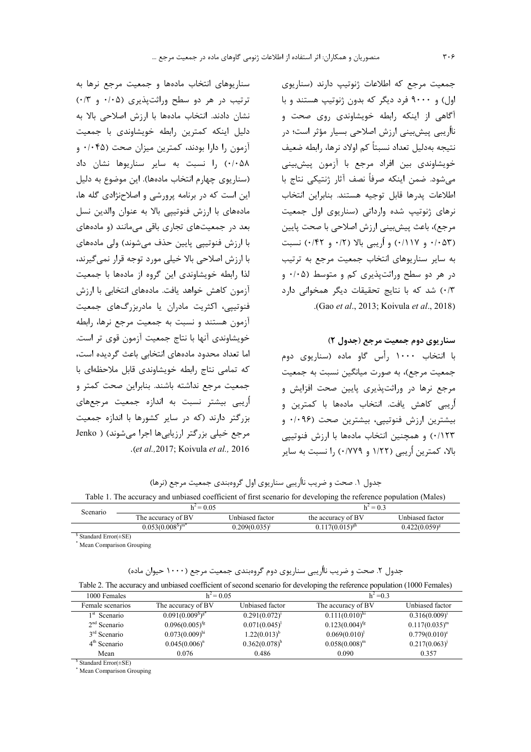جمعیت مرجع که اطلاعات ژنوتیپ دارند (سناریوی اول) و ۹۰۰۰ فرد دیگر که بدون ژنوتیپ هستند و با آگاهی از اینکه رابطه خویشاوندی روی صحت و نااُریبی پیش‌بینی ارزش اصلاحی بسیار مؤثر است؛ در نتیجه به‌دلیل تعداد نسبتاً کم اولاد نرها، رابطه ضعیف خویشاوندی بین افراد مرجع با آزمون پیش‌بینی می‌شود. ضمن اینکه صرفاً نصف آثار ژنتیکی نتاج با اطلاعات پدرها قابل توجیه هستند. بنابراین انتخاب نرهای ژنوتیپ شده وارداتی (سناریوی اول جمعیت مرجع)، باعث پیش‌بینی ارزش اصلاحی با صحت پایین (۰/۰۵۳ و ۰/۱۱۷) و اُریبی بالا (۰/۲ و ۰/۴۲) نسبت به سایر سناریوهای انتخاب جمعیت مرجع به ترتیب در هر دو سطح وراثت‌پذیری کم و متوسط (۰/۰۵ و ۰/۳) شد که با نتایج تحقیقات دیگر همخوانی دارد (Gao *et al*., 2013; Koivula *et al*., 2018).

### سناریوی دوم جمعیت مرجع (جدول ۲)

با انتخاب ۱۰۰۰ رأس گاو ماده (سناریوی دوم جمعیت مرجع)، به صورت میانگین نسبت به جمعیت مرجع نرها در وراثت‌پذیری پایین صحت افزایش و اُریبی کاهش یافت. انتخاب ماده‌ها با کمترین و بیشترین ارزش فنوتیپی، بیشترین صحت (۰/۰۹۶ و ۰/۱۲۳) و همچنین انتخاب ماده‌ها با ارزش فنوتیپی بالا، کمترین اُریبی (۱/۲۲ و ۰/۷۷۹) را نسبت به سایر سناریوهای انتخاب ماده‌ها و جمعیت مرجع نرها به ترتیب در هر دو سطح وراثت‌پذیری (۰/۰۵ و ۰/۳) نشان دادند. انتخاب ماده‌ها با ارزش اصلاحی بالا به دلیل اینکه کمترین رابطه خویشاوندی با جمعیت آزمون را دارا بودند، کمترین میزان صحت (۰/۰۴۵ و ۰/۰۵۸) را نسبت به سایر سناریوها نشان داد (سناریوی چهارم انتخاب ماده‌ها). این موضوع به دلیل این است که در برنامه پرورشی و اصلاح‌نژادی گله ها، ماده‌های با ارزش فنوتیپی بالا به عنوان والدین نسل بعد در جمعیت‌های تجاری باقی می‌مانند (و ماده‌های با ارزش فنوتیپی پایین حذف می‌شوند) ولی ماده‌های با ارزش اصلاحی بالا خیلی مورد توجه قرار نمی‌گیرند، لذا رابطه خویشاوندی این گروه از ماده‌ها با جمعیت آزمون کاهش خواهد یافت. ماده‌های انتخابی با ارزش فنوتیپی، اکثریت مادران یا مادربزرگ‌های جمعیت آزمون هستند و نسبت به جمعیت مرجع نرها، رابطه خویشاوندی آنها با نتاج جمعیت آزمون قوی تر است. اما تعداد محدود ماده‌های انتخابی باعث گردیده است، که تمامی نتاج رابطه خویشاوندی قابل ملاحظه‌ای با جمعیت مرجع نداشته باشند. بنابراین صحت کمتر و اُریبی بیشتر نسبت به اندازه جمعیت مرجع‌های بزرگتر دارند (که در سایر کشورها با اندازه جمعیت مرجع خیلی بزرگتر ارزیابی‌ها اجرا می‌شوند) (Jenko *et al.*,2017; Koivula *et al.,* 2016).

جدول ۱. صحت و ضریب نااُریبی سناریوی اول گروه‌بندی جمعیت مرجع (نرها)

Table 1. The accuracy and unbiased coefficient of first scenario for developing the reference population (Males)

| Scenario | $h^2 = 0.05$ | | $h^2 = 0.3$ | |
|---|---|---|---|---|
| | The accuracy of BV | Unbiased factor | the accuracy of BV | Unbiased factor |
| | $0.053(0.008^{\$})^{m*}$ | $0.209(0.035)^{j}$ | $0.117(0.015)^{gh}$ | $0.422(0.059)^{g}$ |

$ Standard Error(±SE)

* Mean Comparison Grouping

جدول ۲. صحت و ضریب نااُریبی سناریوی دوم گروه‌بندی جمعیت مرجع (۱۰۰۰ حیوان ماده)

Table 2. The accuracy and unbiased coefficient of second scenario for developing the reference population (1000 Females)

| 1000 Females | $h^2 = 0.05$ | | $h^2 = 0.3$ | |
|---|---|---|---|---|
| Female scenarios | The accuracy of BV | Unbiased factor | The accuracy of BV | Unbiased factor |
| 1st Scenario | $0.091(0.009^{\$})^{g*}$ | $0.291(0.072)^{i}$ | $0.111(0.010)^{hi}$ | $0.316(0.009)^{i}$ |
| 2nd Scenario | $0.096(0.005)^{fg}$ | $0.071(0.045)^{l}$ | $0.123(0.004)^{fg}$ | $0.117(0.035)^{m}$ |
| 3rd Scenario | $0.073(0.009)^{hi}$ | $1.22(0.013)^{b}$ | $0.069(0.010)^{j}$ | $0.779(0.010)^{e}$ |
| 4th Scenario | $0.045(0.006)^{n}$ | $0.362(0.078)^{h}$ | $0.058(0.008)^{m}$ | $0.217(0.063)^{j}$ |
| Mean | 0.076 | 0.486 | 0.090 | 0.357 |

$ Standard Error(±SE)

* Mean Comparison Grouping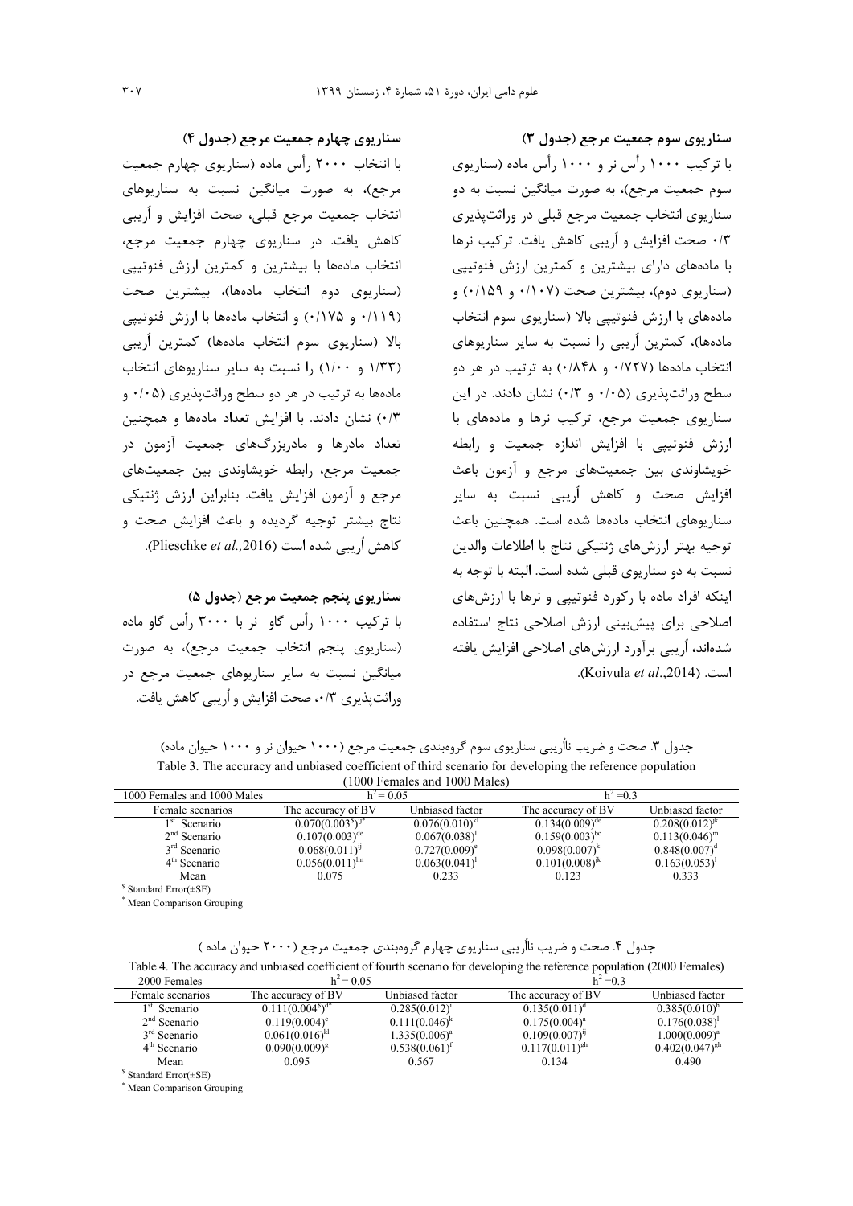### سناریوی سوم جمعیت مرجع (جدول ۳)

با ترکیب ۱۰۰۰ رأس نر و ۱۰۰۰ رأس ماده (سناریوی سوم جمعیت مرجع)، به صورت میانگین نسبت به دو سناریوی انتخاب جمعیت مرجع قبلی در وراثت‌پذیری ۰/۳ صحت افزایش و اُریبی کاهش یافت. ترکیب نرها با ماده‌های دارای بیشترین و کمترین ارزش فنوتیپی (سناریوی دوم)، بیشترین صحت (۰/۱۰۷ و ۰/۱۵۹) و ماده‌های با ارزش فنوتیپی بالا (سناریوی سوم انتخاب ماده‌ها)، کمترین اُریبی را نسبت به سایر سناریوهای انتخاب ماده‌ها (۰/۷۲۷ و ۰/۸۴۸) به ترتیب در هر دو سطح وراثت‌پذیری (۰/۰۵ و ۰/۳) نشان دادند. در این سناریوی جمعیت مرجع، ترکیب نرها و ماده‌های با ارزش فنوتیپی با افزایش اندازه جمعیت و رابطه خویشاوندی بین جمعیت‌های مرجع و آزمون باعث افزایش صحت و کاهش اُریبی نسبت به سایر سناریوهای انتخاب ماده‌ها شده است. همچنین باعث توجیه بهتر ارزش‌های ژنتیکی نتاج با اطلاعات والدین نسبت به دو سناریوی قبلی شده است. البته با توجه به اینکه افراد ماده با رکورد فنوتیپی و نرها با ارزش‌های اصلاحی برای پیش‌بینی ارزش اصلاحی نتاج استفاده شده‌اند، اُریبی برآورد ارزش‌های اصلاحی افزایش یافته است. (Koivula *et al*.,2014).

### سناریوی چهارم جمعیت مرجع (جدول ۴)

با انتخاب ۲۰۰۰ رأس ماده (سناریوی چهارم جمعیت مرجع)، به صورت میانگین نسبت به سناریوهای انتخاب جمعیت مرجع قبلی، صحت افزایش و اُریبی کاهش یافت. در سناریوی چهارم جمعیت مرجع، انتخاب ماده‌ها با بیشترین و کمترین ارزش فنوتیپی (سناریوی دوم انتخاب ماده‌ها)، بیشترین صحت (۰/۱۱۹ و ۰/۱۷۵) و انتخاب ماده‌ها با ارزش فنوتیپی بالا (سناریوی سوم انتخاب ماده‌ها) کمترین اُریبی (۱/۳۳ و ۱/۰۰) را نسبت به سایر سناریوهای انتخاب ماده‌ها به ترتیب در هر دو سطح وراثت‌پذیری (۰/۰۵ و ۰/۳) نشان دادند. با افزایش تعداد ماده‌ها و همچنین تعداد مادرها و مادربزرگ‌های جمعیت آزمون در جمعیت مرجع، رابطه خویشاوندی بین جمعیت‌های مرجع و آزمون افزایش یافت. بنابراین ارزش ژنتیکی نتاج بیشتر توجیه گردیده و باعث افزایش صحت و کاهش اُریبی شده است (Plieschke *et al*.,2016).

### سناریوی پنجم جمعیت مرجع (جدول ۵)

با ترکیب ۱۰۰۰ رأس گاو نر با ۳۰۰۰ رأس گاو ماده (سناریوی پنجم انتخاب جمعیت مرجع)، به صورت میانگین نسبت به سایر سناریوهای جمعیت مرجع در وراثت‌پذیری ۰/۳، صحت افزایش و اُریبی کاهش یافت.

جدول ۳. صحت و ضریب نااُریبی سناریوی سوم گروه‌بندی جمعیت مرجع (۱۰۰۰ حیوان نر و ۱۰۰۰ حیوان ماده)

Table 3. The accuracy and unbiased coefficient of third scenario for developing the reference population (1000 Females and 1000 Males)

| 1000 Females and 1000 Males | $h^2 = 0.05$ | | $h^2 = 0.3$ | |
|---|---|---|---|---|
| Female scenarios | The accuracy of BV | Unbiased factor | The accuracy of BV | Unbiased factor |
| 1st Scenario | 0.070(0.003$)^{ij*}$ [$] | 0.076(0.010)$^{kl}$ | 0.134(0.009)$^{de}$ | 0.208(0.012)$^{jk}$ |
| 2nd Scenario | 0.107(0.003)$^{de}$ | 0.067(0.038)$^{l}$ | 0.159(0.003)$^{bc}$ | 0.113(0.046)$^{m}$ |
| 3rd Scenario | 0.068(0.011)$^{ij}$ | 0.727(0.009)$^{e}$ | 0.098(0.007)$^{k}$ | 0.848(0.007)$^{d}$ |
| 4th Scenario | 0.056(0.011)$^{lm}$ | 0.063(0.041)$^{l}$ | 0.101(0.008)$^{jk}$ | 0.163(0.053)$^{l}$ |
| Mean | 0.075 | 0.233 | 0.123 | 0.333 |

[$] Standard Error(±SE)

[*] Mean Comparison Grouping

جدول ۴. صحت و ضریب نااُریبی سناریوی چهارم گروه‌بندی جمعیت مرجع (۲۰۰۰ حیوان ماده)

Table 4. The accuracy and unbiased coefficient of fourth scenario for developing the reference population (2000 Females)

| 2000 Females | $h^2 = 0.05$ | | $h^2 = 0.3$ | |
|---|---|---|---|---|
| Female scenarios | The accuracy of BV | Unbiased factor | The accuracy of BV | Unbiased factor |
| 1st Scenario | 0.111(0.004[$])$^{d*}$ | 0.285(0.012)$^{i}$ | 0.135(0.011)$^{d}$ | 0.385(0.010)$^{h}$ |
| 2nd Scenario | 0.119(0.004)$^{c}$ | 0.111(0.046)$^{k}$ | 0.175(0.004)$^{a}$ | 0.176(0.038)$^{l}$ |
| 3rd Scenario | 0.061(0.016)$^{kl}$ | 1.335(0.006)$^{a}$ | 0.109(0.007)$^{ij}$ | 1.000(0.009)$^{a}$ |
| 4th Scenario | 0.090(0.009)$^{g}$ | 0.538(0.061)$^{f}$ | 0.117(0.011)$^{gh}$ | 0.402(0.047)$^{gh}$ |
| Mean | 0.095 | 0.567 | 0.134 | 0.490 |

[$] Standard Error(±SE)

[*] Mean Comparison Grouping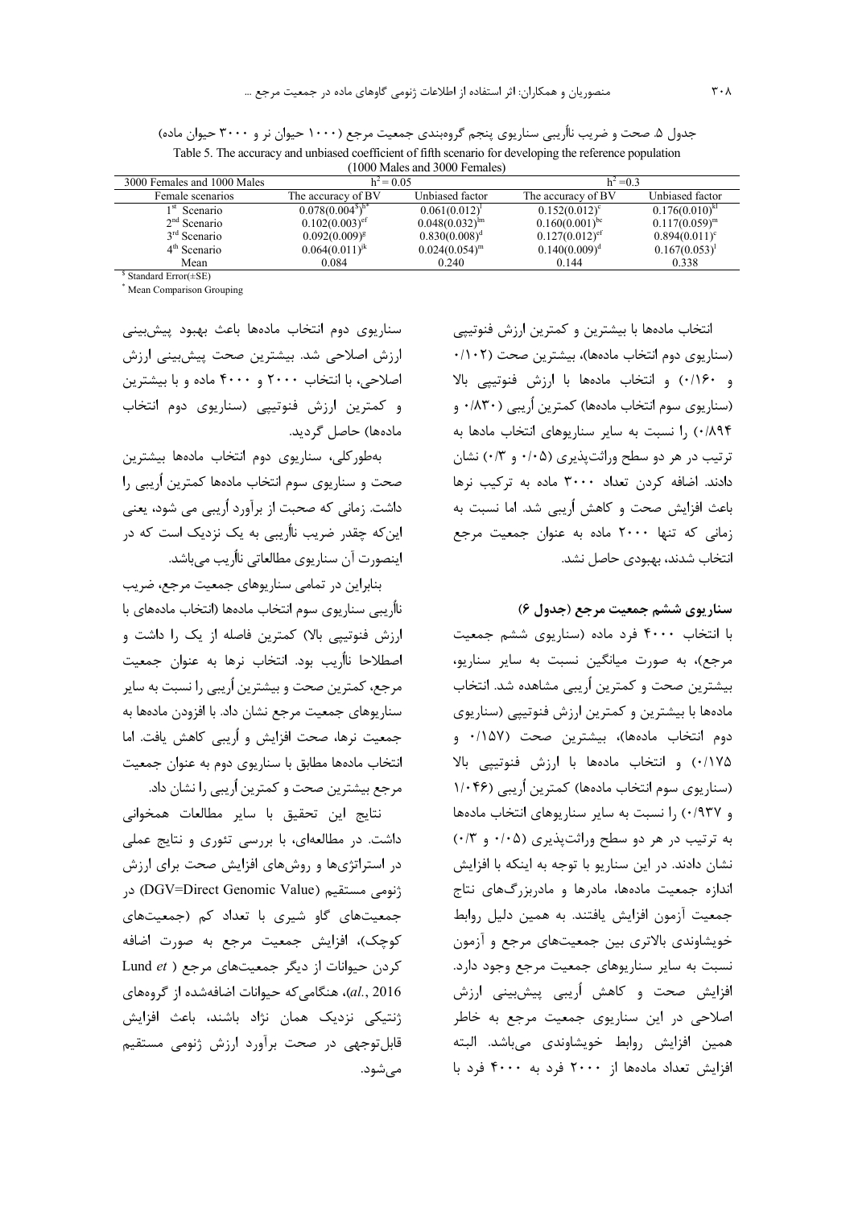جدول ۵. صحت و ضریب نااُریبی سناریوی پنجم گروه‌بندی جمعیت مرجع (۱۰۰۰ حیوان نر و ۳۰۰۰ حیوان ماده)

Table 5. The accuracy and unbiased coefficient of fifth scenario for developing the reference population (1000 Males and 3000 Females)

| 3000 Females and 1000 Males | $h^2 = 0.05$ | | $h^2 = 0.3$ | |
|---|---|---|---|---|
| Female scenarios | The accuracy of BV | Unbiased factor | The accuracy of BV | Unbiased factor |
| 1st Scenario | 0.078(0.004$)[h*] | 0.061(0.012)[l] | 0.152(0.012)[c] | 0.176(0.010)[kl] |
| 2nd Scenario | 0.102(0.003)[ef] | 0.048(0.032)[lm] | 0.160(0.001)[bc] | 0.117(0.059)[m] |
| 3rd Scenario | 0.092(0.009)[g] | 0.830(0.008)[d] | 0.127(0.012)[ef] | 0.894(0.011)[c] |
| 4th Scenario | 0.064(0.011)[jk] | 0.024(0.054)[m] | 0.140(0.009)[d] | 0.167(0.053)[l] |
| Mean | 0.084 | 0.240 | 0.144 | 0.338 |

$ Standard Error(±SE)

* Mean Comparison Grouping

انتخاب ماده‌ها با بیشترین و کمترین ارزش فنوتیپی (سناریوی دوم انتخاب ماده‌ها)، بیشترین صحت (۰/۱۰۲ و ۰/۱۶۰) و انتخاب ماده‌ها با ارزش فنوتیپی بالا (سناریوی سوم انتخاب ماده‌ها) کمترین اُریبی (۰/۸۳۰ و ۰/۸۹۴) را نسبت به سایر سناریوهای انتخاب ماده‌ها به ترتیب در هر دو سطح وراثت‌پذیری (۰/۰۵ و ۰/۳) نشان دادند. اضافه کردن تعداد ۳۰۰۰ ماده به ترکیب نرها باعث افزایش صحت و کاهش اُریبی شد. اما نسبت به زمانی که تنها ۲۰۰۰ ماده به عنوان جمعیت مرجع انتخاب شدند، بهبودی حاصل نشد.

### سناریوی ششم جمعیت مرجع (جدول ۶)

با انتخاب ۴۰۰۰ فرد ماده (سناریوی ششم جمعیت مرجع)، به صورت میانگین نسبت به سایر سناریو، بیشترین صحت و کمترین اُریبی مشاهده شد. انتخاب ماده‌ها با بیشترین و کمترین ارزش فنوتیپی (سناریوی دوم انتخاب ماده‌ها)، بیشترین صحت (۰/۱۵۷ و ۰/۱۷۵) و انتخاب ماده‌ها با ارزش فنوتیپی بالا (سناریوی سوم انتخاب ماده‌ها) کمترین اُریبی (۱/۰۴۶ و ۰/۹۳۷) را نسبت به سایر سناریوهای انتخاب ماده‌ها به ترتیب در هر دو سطح وراثت‌پذیری (۰/۰۵ و ۰/۳) نشان دادند. در این سناریو با توجه به اینکه با افزایش اندازه جمعیت ماده‌ها، مادرها و مادربزرگ‌های نتاج جمعیت آزمون افزایش یافتند. به همین دلیل روابط خویشاوندی بالاتری بین جمعیت‌های مرجع و آزمون نسبت به سایر سناریوهای جمعیت مرجع وجود دارد. افزایش صحت و کاهش اُریبی پیش‌بینی ارزش اصلاحی در این سناریوی جمعیت مرجع به خاطر همین افزایش روابط خویشاوندی می‌باشد. البته افزایش تعداد ماده‌ها از ۲۰۰۰ فرد به ۴۰۰۰ فرد با سناریوی دوم انتخاب ماده‌ها باعث بهبود پیش‌بینی ارزش اصلاحی شد. بیشترین صحت پیش‌بینی ارزش اصلاحی، با انتخاب ۲۰۰۰ و ۴۰۰۰ ماده و با بیشترین و کمترین ارزش فنوتیپی (سناریوی دوم انتخاب ماده‌ها) حاصل گردید.

به‌طورکلی، سناریوی دوم انتخاب ماده‌ها بیشترین صحت و سناریوی سوم انتخاب ماده‌ها کمترین اُریبی را داشت. زمانی که صحبت از برآورد اُریبی می شود، یعنی این‌که چقدر ضریب نااُریبی به یک نزدیک است که در اینصورت آن سناریوی مطالعاتی نااُریب می‌باشد.

بنابراین در تمامی سناریوهای جمعیت مرجع، ضریب نااُریبی سناریوی سوم انتخاب ماده‌ها (انتخاب ماده‌های با ارزش فنوتیپی بالا) کمترین فاصله از یک را داشت و اصطلاحا نااُریب بود. انتخاب نرها به عنوان جمعیت مرجع، کمترین صحت و بیشترین اُریبی را نسبت به سایر سناریوهای جمعیت مرجع نشان داد. با افزودن ماده‌ها به جمعیت نرها، صحت افزایش و اُریبی کاهش یافت. اما انتخاب ماده‌ها مطابق با سناریوی دوم به عنوان جمعیت مرجع بیشترین صحت و کمترین اُریبی را نشان داد.

نتایج این تحقیق با سایر مطالعات همخوانی داشت. در مطالعه‌ای، با بررسی تئوری و نتایج عملی در استراتژی‌ها و روش‌های افزایش صحت برای ارزش ژنومی مستقیم (DGV=Direct Genomic Value) در جمعیت‌های گاو شیری با تعداد کم (جمعیت‌های کوچک)، افزایش جمعیت مرجع به صورت اضافه کردن حیوانات از دیگر جمعیت‌های مرجع (Lund *et al.*, 2016)، هنگامی‌که حیوانات اضافه‌شده از گروه‌های ژنتیکی نزدیک همان نژاد باشند، باعث افزایش قابل‌توجهی در صحت برآورد ارزش ژنومی مستقیم می‌شود.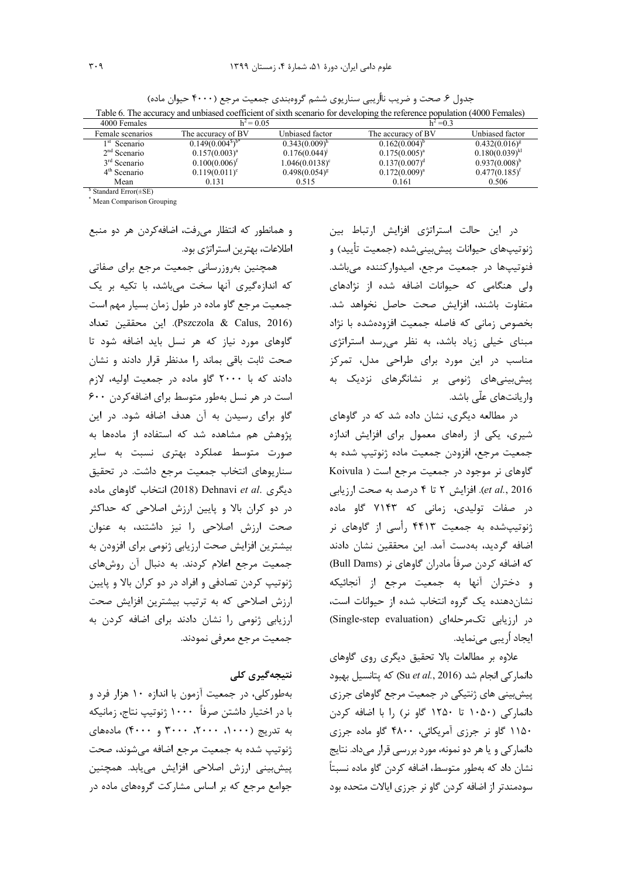جدول ۶. صحت و ضریب نااُریبی سناریوی ششم گروه‌بندی جمعیت مرجع (۴۰۰۰ حیوان ماده)

Table 6. The accuracy and unbiased coefficient of sixth scenario for developing the reference population (4000 Females)

| 4000 Females | $h^2 = 0.05$ | | $h^2 = 0.3$ | |
|---|---|---|---|---|
| Female scenarios | The accuracy of BV | Unbiased factor | The accuracy of BV | Unbiased factor |
| 1st Scenario | $0.149(0.004^{\$})^{b*}$ | $0.343(0.009)^{h}$ | $0.162(0.004)^{b}$ | $0.432(0.016)^{g}$ |
| 2nd Scenario | $0.157(0.003)^{a}$ | $0.176(0.044)^{j}$ | $0.175(0.005)^{a}$ | $0.180(0.039)^{kl}$ |
| 3rd Scenario | $0.100(0.006)^{f}$ | $1.046(0.0138)^{c}$ | $0.137(0.007)^{d}$ | $0.937(0.008)^{b}$ |
| 4th Scenario | $0.119(0.011)^{e}$ | $0.498(0.054)^{g}$ | $0.172(0.009)^{a}$ | $0.477(0.185)^{f}$ |
| Mean | 0.131 | 0.515 | 0.161 | 0.506 |

$ Standard Error(±SE)

\* Mean Comparison Grouping

در این حالت استراتژی افزایش ارتباط بین ژنوتیپ‌های حیوانات پیش‌بینی‌شده (جمعیت تأیید) و فنوتیپ‌ها در جمعیت مرجع، امیدوارکننده می‌باشد. ولی هنگامی که حیوانات اضافه شده از نژادهای متفاوت باشند، افزایش صحت حاصل نخواهد شد. بخصوص زمانی که فاصله جمعیت افزوده‌شده با نژاد مبنای خیلی زیاد باشد، به نظر می‌رسد استراتژی مناسب در این مورد برای طراحی مدل، تمرکز پیش‌بینی‌های ژنومی بر نشانگرهای نزدیک به واریانت‌های علّی باشد.

در مطالعه دیگری، نشان داده شد که در گاوهای شیری، یکی از راه‌های معمول برای افزایش اندازه جمعیت مرجع، افزودن جمعیت ماده ژنوتیپ شده به گاوهای نر موجود در جمعیت مرجع است (Koivula *et al.*, 2016). افزایش ۲ تا ۴ درصد به صحت ارزیابی در صفات تولیدی، زمانی که ۷۱۴۳ گاو ماده ژنوتیپ‌شده به جمعیت ۴۴۱۳ رأسی از گاوهای نر اضافه گردید، به‌دست آمد. این محققین نشان دادند که اضافه کردن صرفاً مادران گاوهای نر (Bull Dams) و دختران آنها به جمعیت مرجع از آنجائیکه نشان‌دهنده یک گروه انتخاب شده از حیوانات است، در ارزیابی تک‌مرحله‌ای (Single-step evaluation) ایجاد اُریبی می‌نماید.

علاوه بر مطالعات بالا تحقیق دیگری روی گاوهای دانمارکی انجام شد (Su *et al.*, 2016) که پتانسیل بهبود پیش‌بینی های ژنتیکی در جمعیت مرجع گاوهای جرزی دانمارکی (۱۰۵۰ تا ۱۲۵۰ گاو نر) را با اضافه کردن ۱۱۵۰ گاو نر جرزی آمریکائی، ۴۸۰۰ گاو ماده جرزی دانمارکی و یا هر دو نمونه، مورد بررسی قرار می‌داد. نتایج نشان داد که به‌طور متوسط، اضافه کردن گاو ماده نسبتاً سودمندتر از اضافه کردن گاو نر جرزی ایالات متحده بود و همانطور که انتظار می‌رفت، اضافه‌کردن هر دو منبع اطلاعات، بهترین استراتژی بود.

همچنین به‌روزرسانی جمعیت مرجع برای صفاتی که اندازه‌گیری آنها سخت می‌باشد، با تکیه بر یک جمعیت مرجع گاو ماده در طول زمان بسیار مهم است (Pszczola & Calus, 2016). این محققین تعداد گاوهای مورد نیاز که هر نسل باید اضافه شود تا صحت ثابت باقی بماند را مدنظر قرار دادند و نشان دادند که با ۲۰۰۰ گاو ماده در جمعیت اولیه، لازم است در هر نسل به‌طور متوسط برای اضافه‌کردن ۶۰۰ گاو برای رسیدن به آن هدف اضافه شود. در این پژوهش هم مشاهده شد که استفاده از ماده‌ها به صورت متوسط عملکرد بهتری نسبت به سایر سناریوهای انتخاب جمعیت مرجع داشت. در تحقیق دیگری Dehnavi *et al.* (2018) انتخاب گاوهای ماده در دو کران بالا و پایین ارزش اصلاحی که حداکثر صحت ارزش اصلاحی را نیز داشتند، به عنوان بیشترین افزایش صحت ارزیابی ژنومی برای افزودن به جمعیت مرجع اعلام کردند. به دنبال آن روش‌های ژنوتیپ کردن تصادفی و افراد در دو کران بالا و پایین ارزش اصلاحی که به ترتیب بیشترین افزایش صحت ارزیابی ژنومی را نشان دادند برای اضافه کردن به جمعیت مرجع معرفی نمودند.

## نتیجه‌گیری کلی

به‌طورکلی، در جمعیت آزمون با اندازه ۱۰ هزار فرد و با در اختیار داشتن صرفاً ۱۰۰۰ ژنوتیپ نتاج، زمانیکه به تدریج (۱۰۰۰، ۲۰۰۰، ۳۰۰۰ و ۴۰۰۰) ماده‌های ژنوتیپ شده به جمعیت مرجع اضافه می‌شوند، صحت پیش‌بینی ارزش اصلاحی افزایش می‌یابد. همچنین جوامع مرجع که بر اساس مشارکت گروه‌های ماده در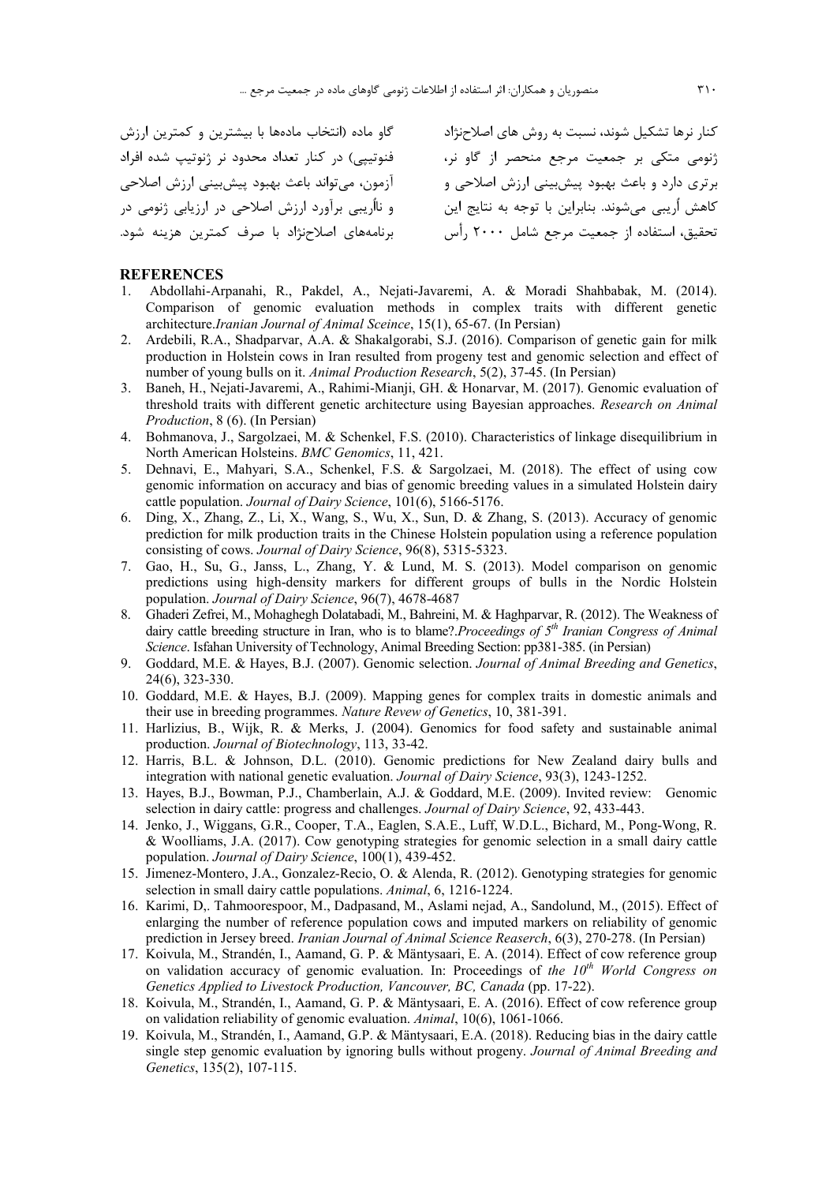کنار نرها تشکیل شوند، نسبت به روش های اصلاح‌نژاد ژنومی متکی بر جمعیت مرجع منحصر از گاو نر، برتری دارد و باعث بهبود پیش‌بینی ارزش اصلاحی و کاهش اُریبی می‌شوند. بنابراین با توجه به نتایج این تحقیق، استفاده از جمعیت مرجع شامل ۲۰۰۰ رأس گاو ماده (انتخاب ماده‌ها با بیشترین و کمترین ارزش فنوتیپی) در کنار تعداد محدود نر ژنوتیپ شده افراد آزمون، می‌تواند باعث بهبود پیش‌بینی ارزش اصلاحی و نااُریبی برآورد ارزش اصلاحی در ارزیابی ژنومی در برنامه‌های اصلاح‌نژاد با صرف کمترین هزینه شود.

## REFERENCES

1. Abdollahi-Arpanahi, R., Pakdel, A., Nejati-Javaremi, A. & Moradi Shahbabak, M. (2014). Comparison of genomic evaluation methods in complex traits with different genetic architecture.*Iranian Journal of Animal Sceince*, 15(1), 65-67. (In Persian)
2. Ardebili, R.A., Shadparvar, A.A. & Shakalgorabi, S.J. (2016). Comparison of genetic gain for milk production in Holstein cows in Iran resulted from progeny test and genomic selection and effect of number of young bulls on it. *Animal Production Research*, 5(2), 37-45. (In Persian)
3. Baneh, H., Nejati-Javaremi, A., Rahimi-Mianji, GH. & Honarvar, M. (2017). Genomic evaluation of threshold traits with different genetic architecture using Bayesian approaches. *Research on Animal Production*, 8 (6). (In Persian)
4. Bohmanova, J., Sargolzaei, M. & Schenkel, F.S. (2010). Characteristics of linkage disequilibrium in North American Holsteins. *BMC Genomics*, 11, 421.
5. Dehnavi, E., Mahyari, S.A., Schenkel, F.S. & Sargolzaei, M. (2018). The effect of using cow genomic information on accuracy and bias of genomic breeding values in a simulated Holstein dairy cattle population. *Journal of Dairy Science*, 101(6), 5166-5176.
6. Ding, X., Zhang, Z., Li, X., Wang, S., Wu, X., Sun, D. & Zhang, S. (2013). Accuracy of genomic prediction for milk production traits in the Chinese Holstein population using a reference population consisting of cows. *Journal of Dairy Science*, 96(8), 5315-5323.
7. Gao, H., Su, G., Janss, L., Zhang, Y. & Lund, M. S. (2013). Model comparison on genomic predictions using high-density markers for different groups of bulls in the Nordic Holstein population. *Journal of Dairy Science*, 96(7), 4678-4687
8. Ghaderi Zefrei, M., Mohaghegh Dolatabadi, M., Bahreini, M. & Haghparvar, R. (2012). The Weakness of dairy cattle breeding structure in Iran, who is to blame?.*Proceedings of 5th Iranian Congress of Animal Science*. Isfahan University of Technology, Animal Breeding Section: pp381-385. (in Persian)
9. Goddard, M.E. & Hayes, B.J. (2007). Genomic selection. *Journal of Animal Breeding and Genetics*, 24(6), 323-330.
10. Goddard, M.E. & Hayes, B.J. (2009). Mapping genes for complex traits in domestic animals and their use in breeding programmes. *Nature Revew of Genetics*, 10, 381-391.
11. Harlizius, B., Wijk, R. & Merks, J. (2004). Genomics for food safety and sustainable animal production. *Journal of Biotechnology*, 113, 33-42.
12. Harris, B.L. & Johnson, D.L. (2010). Genomic predictions for New Zealand dairy bulls and integration with national genetic evaluation. *Journal of Dairy Science*, 93(3), 1243-1252.
13. Hayes, B.J., Bowman, P.J., Chamberlain, A.J. & Goddard, M.E. (2009). Invited review: Genomic selection in dairy cattle: progress and challenges. *Journal of Dairy Science*, 92, 433-443.
14. Jenko, J., Wiggans, G.R., Cooper, T.A., Eaglen, S.A.E., Luff, W.D.L., Bichard, M., Pong-Wong, R. & Woolliams, J.A. (2017). Cow genotyping strategies for genomic selection in a small dairy cattle population. *Journal of Dairy Science*, 100(1), 439-452.
15. Jimenez-Montero, J.A., Gonzalez-Recio, O. & Alenda, R. (2012). Genotyping strategies for genomic selection in small dairy cattle populations. *Animal*, 6, 1216-1224.
16. Karimi, D,. Tahmoorespoor, M., Dadpasand, M., Aslami nejad, A., Sandolund, M., (2015). Effect of enlarging the number of reference population cows and imputed markers on reliability of genomic prediction in Jersey breed. *Iranian Journal of Animal Science Reaserch*, 6(3), 270-278. (In Persian)
17. Koivula, M., Strandén, I., Aamand, G. P. & Mäntysaari, E. A. (2014). Effect of cow reference group on validation accuracy of genomic evaluation. In: Proceedings of *the 10th World Congress on Genetics Applied to Livestock Production, Vancouver, BC, Canada* (pp. 17-22).
18. Koivula, M., Strandén, I., Aamand, G. P. & Mäntysaari, E. A. (2016). Effect of cow reference group on validation reliability of genomic evaluation. *Animal*, 10(6), 1061-1066.
19. Koivula, M., Strandén, I., Aamand, G.P. & Mäntysaari, E.A. (2018). Reducing bias in the dairy cattle single step genomic evaluation by ignoring bulls without progeny. *Journal of Animal Breeding and Genetics*, 135(2), 107-115.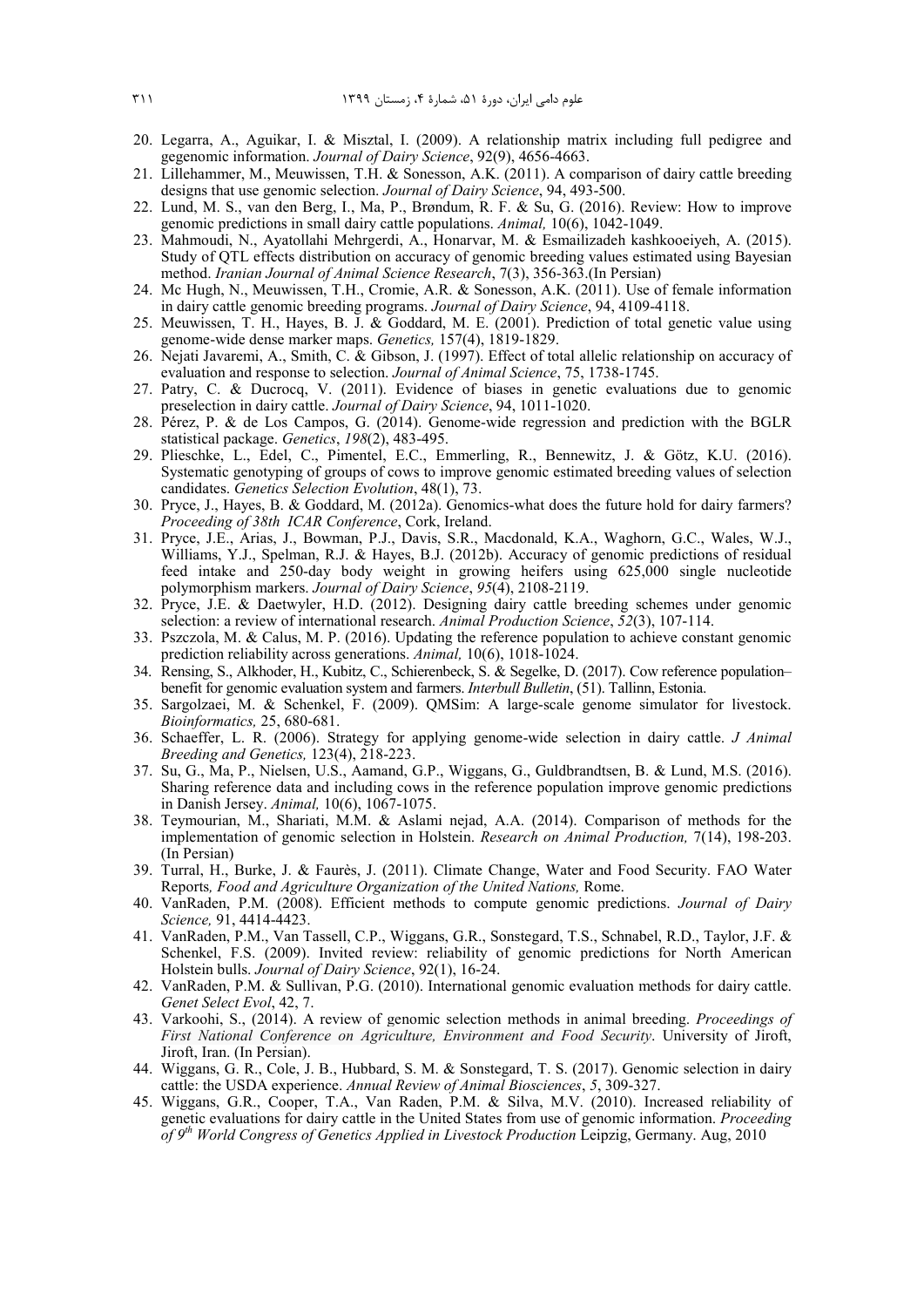20. Legarra, A., Aguikar, I. & Misztal, I. (2009). A relationship matrix including full pedigree and gegenomic information. *Journal of Dairy Science*, 92(9), 4656-4663.
21. Lillehammer, M., Meuwissen, T.H. & Sonesson, A.K. (2011). A comparison of dairy cattle breeding designs that use genomic selection. *Journal of Dairy Science*, 94, 493-500.
22. Lund, M. S., van den Berg, I., Ma, P., Brøndum, R. F. & Su, G. (2016). Review: How to improve genomic predictions in small dairy cattle populations. *Animal,* 10(6), 1042-1049.
23. Mahmoudi, N., Ayatollahi Mehrgerdi, A., Honarvar, M. & Esmailizadeh kashkooeiyeh, A. (2015). Study of QTL effects distribution on accuracy of genomic breeding values estimated using Bayesian method. *Iranian Journal of Animal Science Research*, 7(3), 356-363.(In Persian)
24. Mc Hugh, N., Meuwissen, T.H., Cromie, A.R. & Sonesson, A.K. (2011). Use of female information in dairy cattle genomic breeding programs. *Journal of Dairy Science*, 94, 4109-4118.
25. Meuwissen, T. H., Hayes, B. J. & Goddard, M. E. (2001). Prediction of total genetic value using genome-wide dense marker maps. *Genetics,* 157(4), 1819-1829.
26. Nejati Javaremi, A., Smith, C. & Gibson, J. (1997). Effect of total allelic relationship on accuracy of evaluation and response to selection. *Journal of Animal Science*, 75, 1738-1745.
27. Patry, C. & Ducrocq, V. (2011). Evidence of biases in genetic evaluations due to genomic preselection in dairy cattle. *Journal of Dairy Science*, 94, 1011-1020.
28. Pérez, P. & de Los Campos, G. (2014). Genome-wide regression and prediction with the BGLR statistical package. *Genetics*, *198*(2), 483-495.
29. Plieschke, L., Edel, C., Pimentel, E.C., Emmerling, R., Bennewitz, J. & Götz, K.U. (2016). Systematic genotyping of groups of cows to improve genomic estimated breeding values of selection candidates. *Genetics Selection Evolution*, 48(1), 73.
30. Pryce, J., Hayes, B. & Goddard, M. (2012a). Genomics-what does the future hold for dairy farmers? *Proceeding of 38th ICAR Conference*, Cork, Ireland.
31. Pryce, J.E., Arias, J., Bowman, P.J., Davis, S.R., Macdonald, K.A., Waghorn, G.C., Wales, W.J., Williams, Y.J., Spelman, R.J. & Hayes, B.J. (2012b). Accuracy of genomic predictions of residual feed intake and 250-day body weight in growing heifers using 625,000 single nucleotide polymorphism markers. *Journal of Dairy Science*, *95*(4), 2108-2119.
32. Pryce, J.E. & Daetwyler, H.D. (2012). Designing dairy cattle breeding schemes under genomic selection: a review of international research. *Animal Production Science*, *52*(3), 107-114.
33. Pszczola, M. & Calus, M. P. (2016). Updating the reference population to achieve constant genomic prediction reliability across generations. *Animal,* 10(6), 1018-1024.
34. Rensing, S., Alkhoder, H., Kubitz, C., Schierenbeck, S. & Segelke, D. (2017). Cow reference population–benefit for genomic evaluation system and farmers. *Interbull Bulletin*, (51). Tallinn, Estonia.
35. Sargolzaei, M. & Schenkel, F. (2009). QMSim: A large-scale genome simulator for livestock. *Bioinformatics,* 25, 680-681.
36. Schaeffer, L. R. (2006). Strategy for applying genome-wide selection in dairy cattle. *J Animal Breeding and Genetics,* 123(4), 218-223.
37. Su, G., Ma, P., Nielsen, U.S., Aamand, G.P., Wiggans, G., Guldbrandtsen, B. & Lund, M.S. (2016). Sharing reference data and including cows in the reference population improve genomic predictions in Danish Jersey. *Animal,* 10(6), 1067-1075.
38. Teymourian, M., Shariati, M.M. & Aslami nejad, A.A. (2014). Comparison of methods for the implementation of genomic selection in Holstein. *Research on Animal Production,* 7(14), 198-203. (In Persian)
39. Turral, H., Burke, J. & Faurès, J. (2011). Climate Change, Water and Food Security. FAO Water Reports*, Food and Agriculture Organization of the United Nations,* Rome.
40. VanRaden, P.M. (2008). Efficient methods to compute genomic predictions. *Journal of Dairy Science,* 91, 4414-4423.
41. VanRaden, P.M., Van Tassell, C.P., Wiggans, G.R., Sonstegard, T.S., Schnabel, R.D., Taylor, J.F. & Schenkel, F.S. (2009). Invited review: reliability of genomic predictions for North American Holstein bulls. *Journal of Dairy Science*, 92(1), 16-24.
42. VanRaden, P.M. & Sullivan, P.G. (2010). International genomic evaluation methods for dairy cattle. *Genet Select Evol*, 42, 7.
43. Varkoohi, S., (2014). A review of genomic selection methods in animal breeding. *Proceedings of First National Conference on Agriculture, Environment and Food Security*. University of Jiroft, Jiroft, Iran. (In Persian).
44. Wiggans, G. R., Cole, J. B., Hubbard, S. M. & Sonstegard, T. S. (2017). Genomic selection in dairy cattle: the USDA experience. *Annual Review of Animal Biosciences*, *5*, 309-327.
45. Wiggans, G.R., Cooper, T.A., Van Raden, P.M. & Silva, M.V. (2010). Increased reliability of genetic evaluations for dairy cattle in the United States from use of genomic information. *Proceeding of 9th World Congress of Genetics Applied in Livestock Production* Leipzig, Germany. Aug, 2010